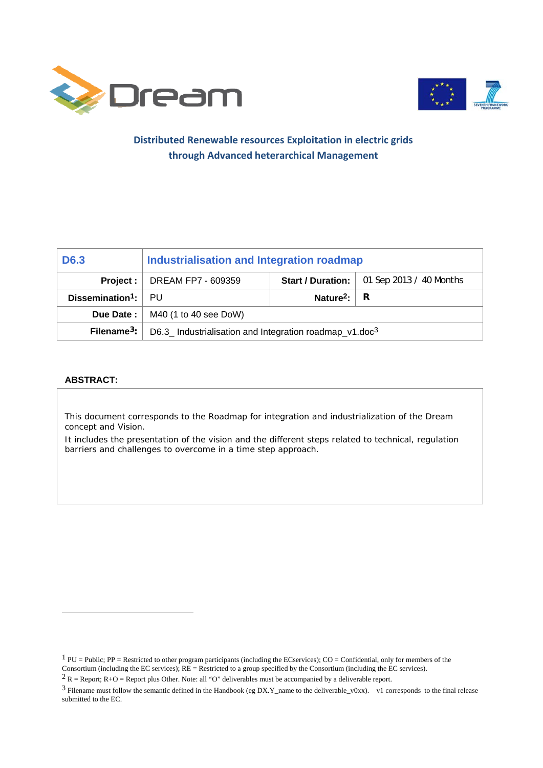# Distributed Renewable resources Exploitation in electric grids through Advanced heterarchical Management

| D6.3 | Industrialisation and Integration roadmap | | |
|---|---|---|---|
| **Project :** | DREAM FP7 - 609359 | **Start / Duration:** | 01 Sep 2013 / 40 Months |
| **Dissemination[1]:** | PU | **Nature[2]:** | **R** |
| **Due Date :** | M40 (1 to 40 see DoW) | | |
| **Filename[3]:** | D6.3_ Industrialisation and Integration roadmap_v1.doc[3] | | |

**ABSTRACT:**

This document corresponds to the Roadmap for integration and industrialization of the Dream concept and Vision.

It includes the presentation of the vision and the different steps related to technical, regulation barriers and challenges to overcome in a time step approach.

---

[1] PU = Public; PP = Restricted to other program participants (including the ECservices); CO = Confidential, only for members of the Consortium (including the EC services); RE = Restricted to a group specified by the Consortium (including the EC services).

[2] R = Report; R+O = Report plus Other. Note: all "O" deliverables must be accompanied by a deliverable report.

[3] Filename must follow the semantic defined in the Handbook (eg DX.Y_name to the deliverable_v0xx). v1 corresponds to the final release submitted to the EC.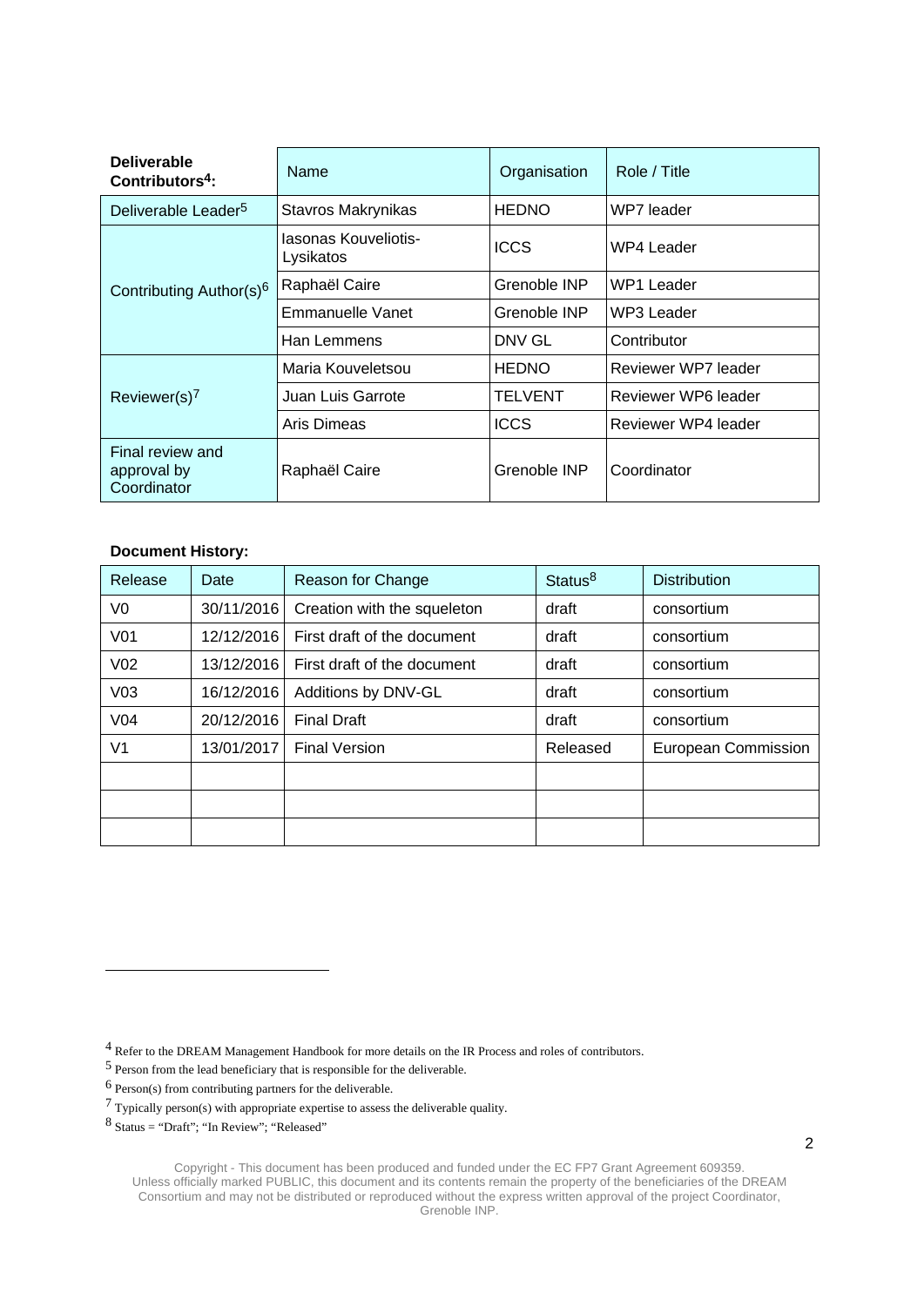| **Deliverable Contributors[4]:** | Name | Organisation | Role / Title |
|---|---|---|---|
| Deliverable Leader[5] | Stavros Makrynikas | HEDNO | WP7 leader |
| Contributing Author(s)[6] | Iasonas Kouveliotis-Lysikatos | ICCS | WP4 Leader |
| | Raphaël Caire | Grenoble INP | WP1 Leader |
| | Emmanuelle Vanet | Grenoble INP | WP3 Leader |
| | Han Lemmens | DNV GL | Contributor |
| Reviewer(s)[7] | Maria Kouveletsou | HEDNO | Reviewer WP7 leader |
| | Juan Luis Garrote | TELVENT | Reviewer WP6 leader |
| | Aris Dimeas | ICCS | Reviewer WP4 leader |
| Final review and approval by Coordinator | Raphaël Caire | Grenoble INP | Coordinator |

**Document History:**

| Release | Date | Reason for Change | Status[8] | Distribution |
|---|---|---|---|---|
| V0 | 30/11/2016 | Creation with the squeleton | draft | consortium |
| V01 | 12/12/2016 | First draft of the document | draft | consortium |
| V02 | 13/12/2016 | First draft of the document | draft | consortium |
| V03 | 16/12/2016 | Additions by DNV-GL | draft | consortium |
| V04 | 20/12/2016 | Final Draft | draft | consortium |
| V1 | 13/01/2017 | Final Version | Released | European Commission |
| | | | | |
| | | | | |
| | | | | |

[4] Refer to the DREAM Management Handbook for more details on the IR Process and roles of contributors.

[5] Person from the lead beneficiary that is responsible for the deliverable.

[6] Person(s) from contributing partners for the deliverable.

[7] Typically person(s) with appropriate expertise to assess the deliverable quality.

[8] Status = "Draft"; "In Review"; "Released"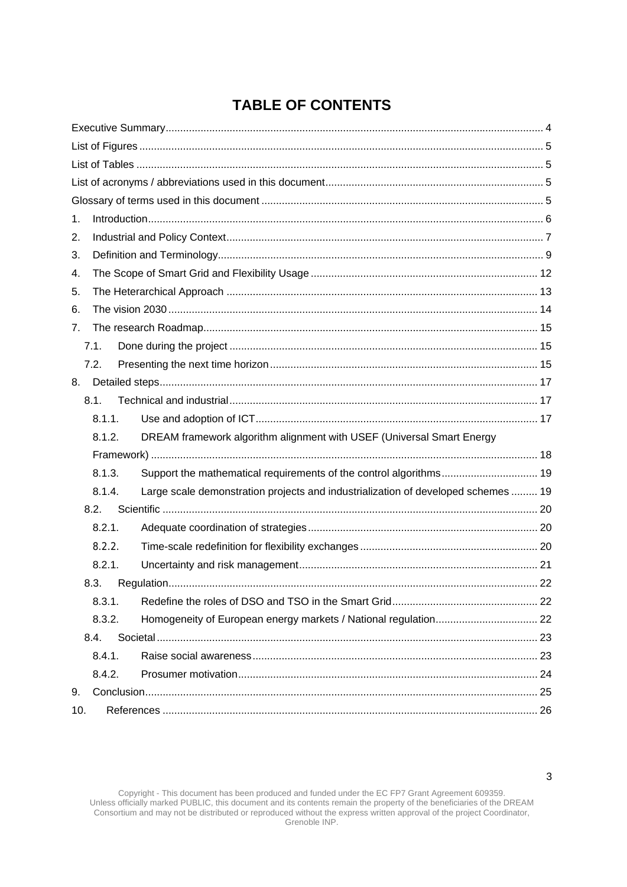# TABLE OF CONTENTS

Executive Summary ........ 4

List of Figures ........ 5

List of Tables ........ 5

List of acronyms / abbreviations used in this document ........ 5

Glossary of terms used in this document ........ 5

1. Introduction ........ 6
2. Industrial and Policy Context ........ 7
3. Definition and Terminology ........ 9
4. The Scope of Smart Grid and Flexibility Usage ........ 12
5. The Heterarchical Approach ........ 13
6. The vision 2030 ........ 14
7. The research Roadmap ........ 15
   - 7.1. Done during the project ........ 15
   - 7.2. Presenting the next time horizon ........ 15
8. Detailed steps ........ 17
   - 8.1. Technical and industrial ........ 17
     - 8.1.1. Use and adoption of ICT ........ 17
     - 8.1.2. DREAM framework algorithm alignment with USEF (Universal Smart Energy Framework) ........ 18
     - 8.1.3. Support the mathematical requirements of the control algorithms ........ 19
     - 8.1.4. Large scale demonstration projects and industrialization of developed schemes ........ 19
   - 8.2. Scientific ........ 20
     - 8.2.1. Adequate coordination of strategies ........ 20
     - 8.2.2. Time-scale redefinition for flexibility exchanges ........ 20
     - 8.2.1. Uncertainty and risk management ........ 21
   - 8.3. Regulation ........ 22
     - 8.3.1. Redefine the roles of DSO and TSO in the Smart Grid ........ 22
     - 8.3.2. Homogeneity of European energy markets / National regulation ........ 22
   - 8.4. Societal ........ 23
     - 8.4.1. Raise social awareness ........ 23
     - 8.4.2. Prosumer motivation ........ 24
9. Conclusion ........ 25
10. References ........ 26

Copyright - This document has been produced and funded under the EC FP7 Grant Agreement 609359. Unless officially marked PUBLIC, this document and its contents remain the property of the beneficiaries of the DREAM Consortium and may not be distributed or reproduced without the express written approval of the project Coordinator, Grenoble INP.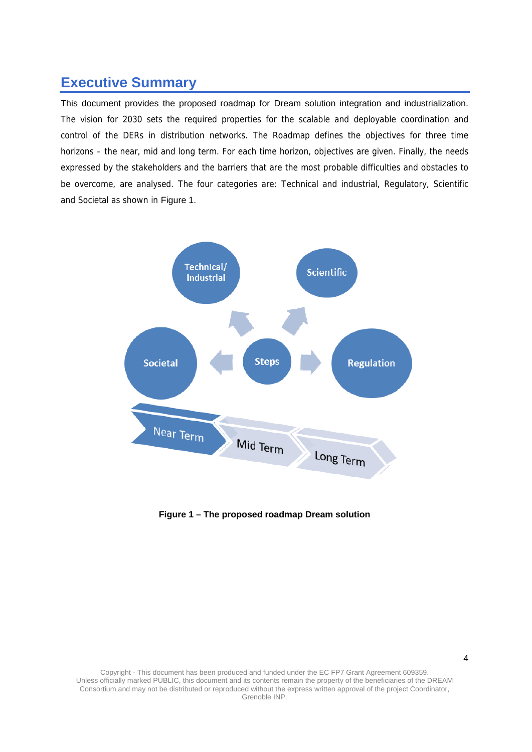# Executive Summary

This document provides the proposed roadmap for Dream solution integration and industrialization. The vision for 2030 sets the required properties for the scalable and deployable coordination and control of the DERs in distribution networks. The Roadmap defines the objectives for three time horizons – the near, mid and long term. For each time horizon, objectives are given. Finally, the needs expressed by the stakeholders and the barriers that are the most probable difficulties and obstacles to be overcome, are analysed. The four categories are: Technical and industrial, Regulatory, Scientific and Societal as shown in Figure 1.

**Figure 1 – The proposed roadmap Dream solution**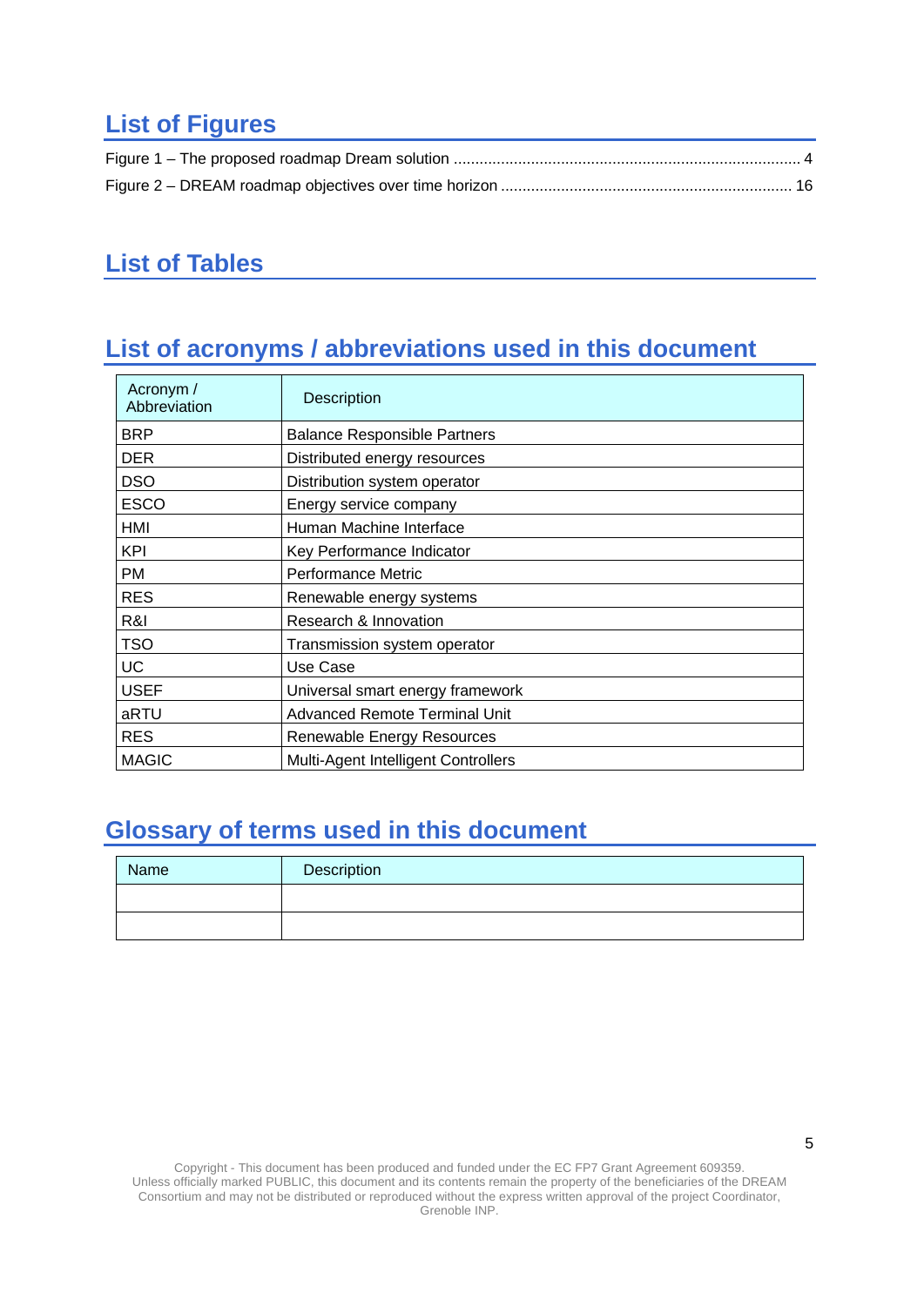# List of Figures

Figure 1 – The proposed roadmap Dream solution ................................................................................ 4

Figure 2 – DREAM roadmap objectives over time horizon ................................................................... 16

# List of Tables

# List of acronyms / abbreviations used in this document

| Acronym / Abbreviation | Description |
|---|---|
| BRP | Balance Responsible Partners |
| DER | Distributed energy resources |
| DSO | Distribution system operator |
| ESCO | Energy service company |
| HMI | Human Machine Interface |
| KPI | Key Performance Indicator |
| PM | Performance Metric |
| RES | Renewable energy systems |
| R&I | Research & Innovation |
| TSO | Transmission system operator |
| UC | Use Case |
| USEF | Universal smart energy framework |
| aRTU | Advanced Remote Terminal Unit |
| RES | Renewable Energy Resources |
| MAGIC | Multi-Agent Intelligent Controllers |

# Glossary of terms used in this document

| Name | Description |
|---|---|
| | |
| | |

Copyright - This document has been produced and funded under the EC FP7 Grant Agreement 609359. Unless officially marked PUBLIC, this document and its contents remain the property of the beneficiaries of the DREAM Consortium and may not be distributed or reproduced without the express written approval of the project Coordinator, Grenoble INP.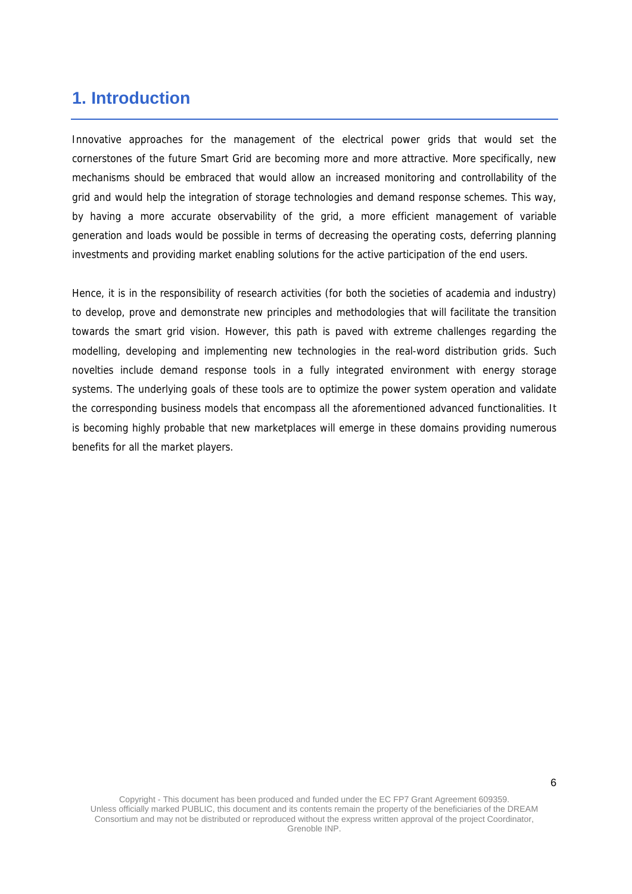# 1. Introduction

Innovative approaches for the management of the electrical power grids that would set the cornerstones of the future Smart Grid are becoming more and more attractive. More specifically, new mechanisms should be embraced that would allow an increased monitoring and controllability of the grid and would help the integration of storage technologies and demand response schemes. This way, by having a more accurate observability of the grid, a more efficient management of variable generation and loads would be possible in terms of decreasing the operating costs, deferring planning investments and providing market enabling solutions for the active participation of the end users.

Hence, it is in the responsibility of research activities (for both the societies of academia and industry) to develop, prove and demonstrate new principles and methodologies that will facilitate the transition towards the smart grid vision. However, this path is paved with extreme challenges regarding the modelling, developing and implementing new technologies in the real-word distribution grids. Such novelties include demand response tools in a fully integrated environment with energy storage systems. The underlying goals of these tools are to optimize the power system operation and validate the corresponding business models that encompass all the aforementioned advanced functionalities. It is becoming highly probable that new marketplaces will emerge in these domains providing numerous benefits for all the market players.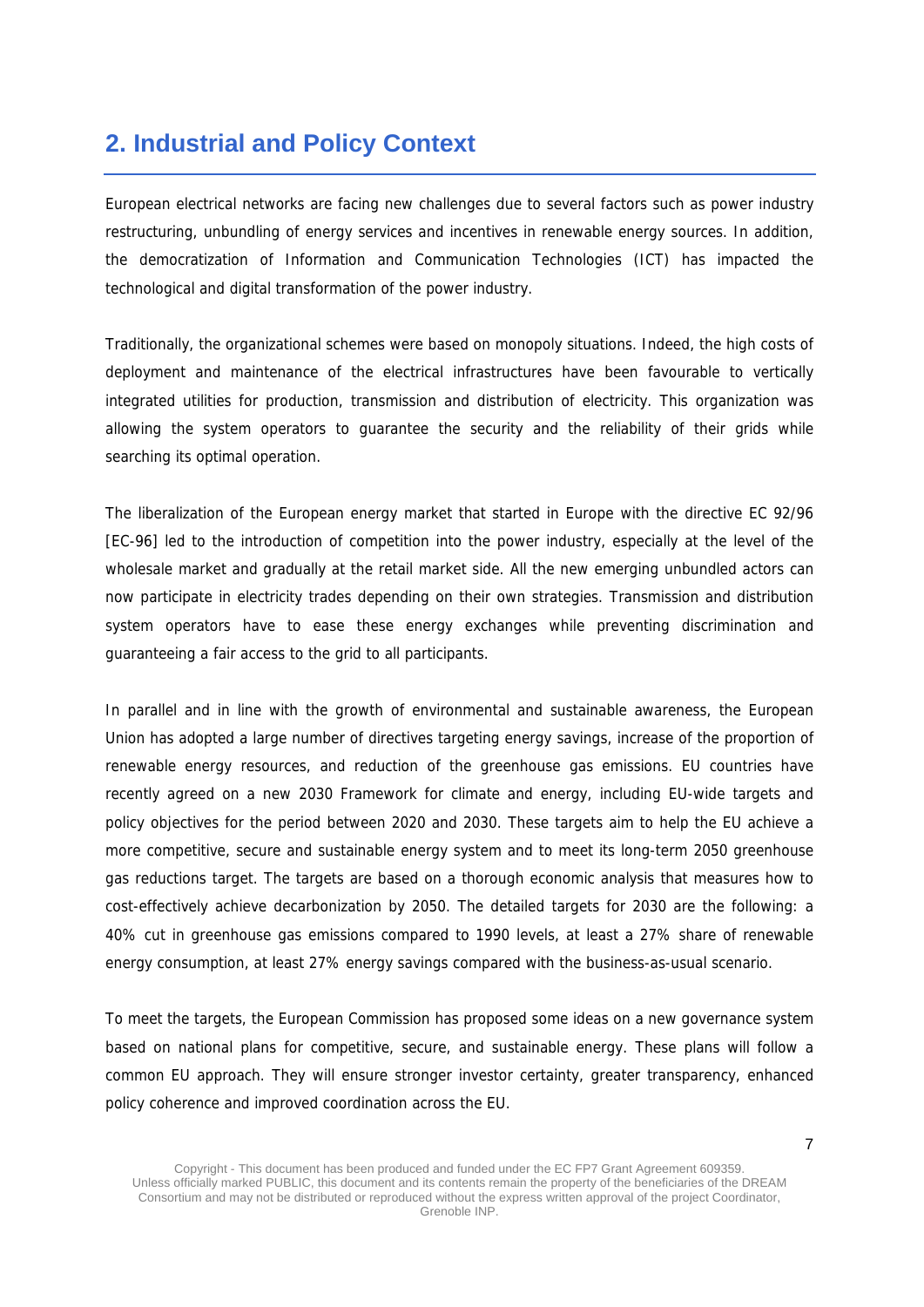## 2. Industrial and Policy Context

European electrical networks are facing new challenges due to several factors such as power industry restructuring, unbundling of energy services and incentives in renewable energy sources. In addition, the democratization of Information and Communication Technologies (ICT) has impacted the technological and digital transformation of the power industry.

Traditionally, the organizational schemes were based on monopoly situations. Indeed, the high costs of deployment and maintenance of the electrical infrastructures have been favourable to vertically integrated utilities for production, transmission and distribution of electricity. This organization was allowing the system operators to guarantee the security and the reliability of their grids while searching its optimal operation.

The liberalization of the European energy market that started in Europe with the directive EC 92/96 [EC-96] led to the introduction of competition into the power industry, especially at the level of the wholesale market and gradually at the retail market side. All the new emerging unbundled actors can now participate in electricity trades depending on their own strategies. Transmission and distribution system operators have to ease these energy exchanges while preventing discrimination and guaranteeing a fair access to the grid to all participants.

In parallel and in line with the growth of environmental and sustainable awareness, the European Union has adopted a large number of directives targeting energy savings, increase of the proportion of renewable energy resources, and reduction of the greenhouse gas emissions. EU countries have recently agreed on a new 2030 Framework for climate and energy, including EU-wide targets and policy objectives for the period between 2020 and 2030. These targets aim to help the EU achieve a more competitive, secure and sustainable energy system and to meet its long-term 2050 greenhouse gas reductions target. The targets are based on a thorough economic analysis that measures how to cost-effectively achieve decarbonization by 2050. The detailed targets for 2030 are the following: a 40% cut in greenhouse gas emissions compared to 1990 levels, at least a 27% share of renewable energy consumption, at least 27% energy savings compared with the business-as-usual scenario.

To meet the targets, the European Commission has proposed some ideas on a new governance system based on national plans for competitive, secure, and sustainable energy. These plans will follow a common EU approach. They will ensure stronger investor certainty, greater transparency, enhanced policy coherence and improved coordination across the EU.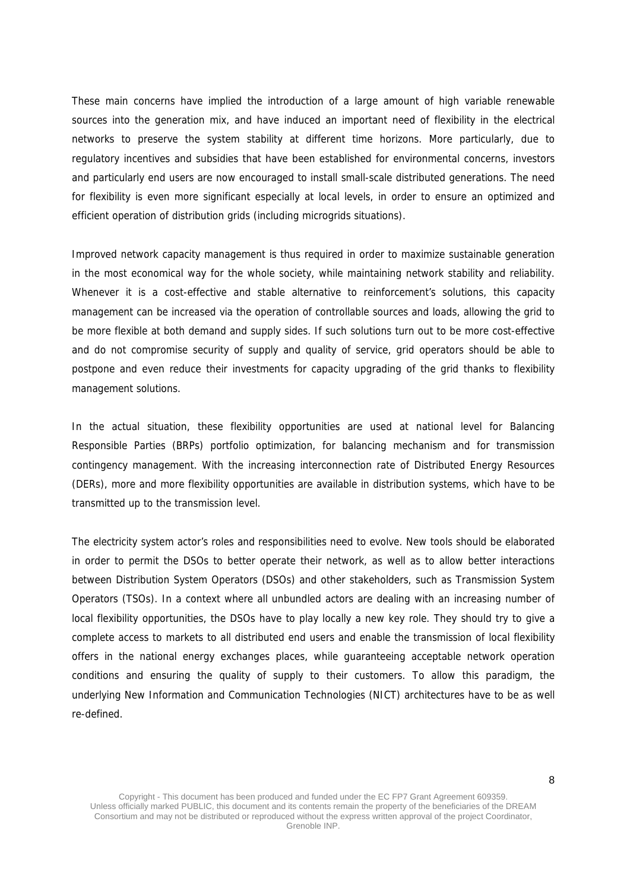These main concerns have implied the introduction of a large amount of high variable renewable sources into the generation mix, and have induced an important need of flexibility in the electrical networks to preserve the system stability at different time horizons. More particularly, due to regulatory incentives and subsidies that have been established for environmental concerns, investors and particularly end users are now encouraged to install small-scale distributed generations. The need for flexibility is even more significant especially at local levels, in order to ensure an optimized and efficient operation of distribution grids (including microgrids situations).

Improved network capacity management is thus required in order to maximize sustainable generation in the most economical way for the whole society, while maintaining network stability and reliability. Whenever it is a cost-effective and stable alternative to reinforcement's solutions, this capacity management can be increased via the operation of controllable sources and loads, allowing the grid to be more flexible at both demand and supply sides. If such solutions turn out to be more cost-effective and do not compromise security of supply and quality of service, grid operators should be able to postpone and even reduce their investments for capacity upgrading of the grid thanks to flexibility management solutions.

In the actual situation, these flexibility opportunities are used at national level for Balancing Responsible Parties (BRPs) portfolio optimization, for balancing mechanism and for transmission contingency management. With the increasing interconnection rate of Distributed Energy Resources (DERs), more and more flexibility opportunities are available in distribution systems, which have to be transmitted up to the transmission level.

The electricity system actor's roles and responsibilities need to evolve. New tools should be elaborated in order to permit the DSOs to better operate their network, as well as to allow better interactions between Distribution System Operators (DSOs) and other stakeholders, such as Transmission System Operators (TSOs). In a context where all unbundled actors are dealing with an increasing number of local flexibility opportunities, the DSOs have to play locally a new key role. They should try to give a complete access to markets to all distributed end users and enable the transmission of local flexibility offers in the national energy exchanges places, while guaranteeing acceptable network operation conditions and ensuring the quality of supply to their customers. To allow this paradigm, the underlying New Information and Communication Technologies (NICT) architectures have to be as well re-defined.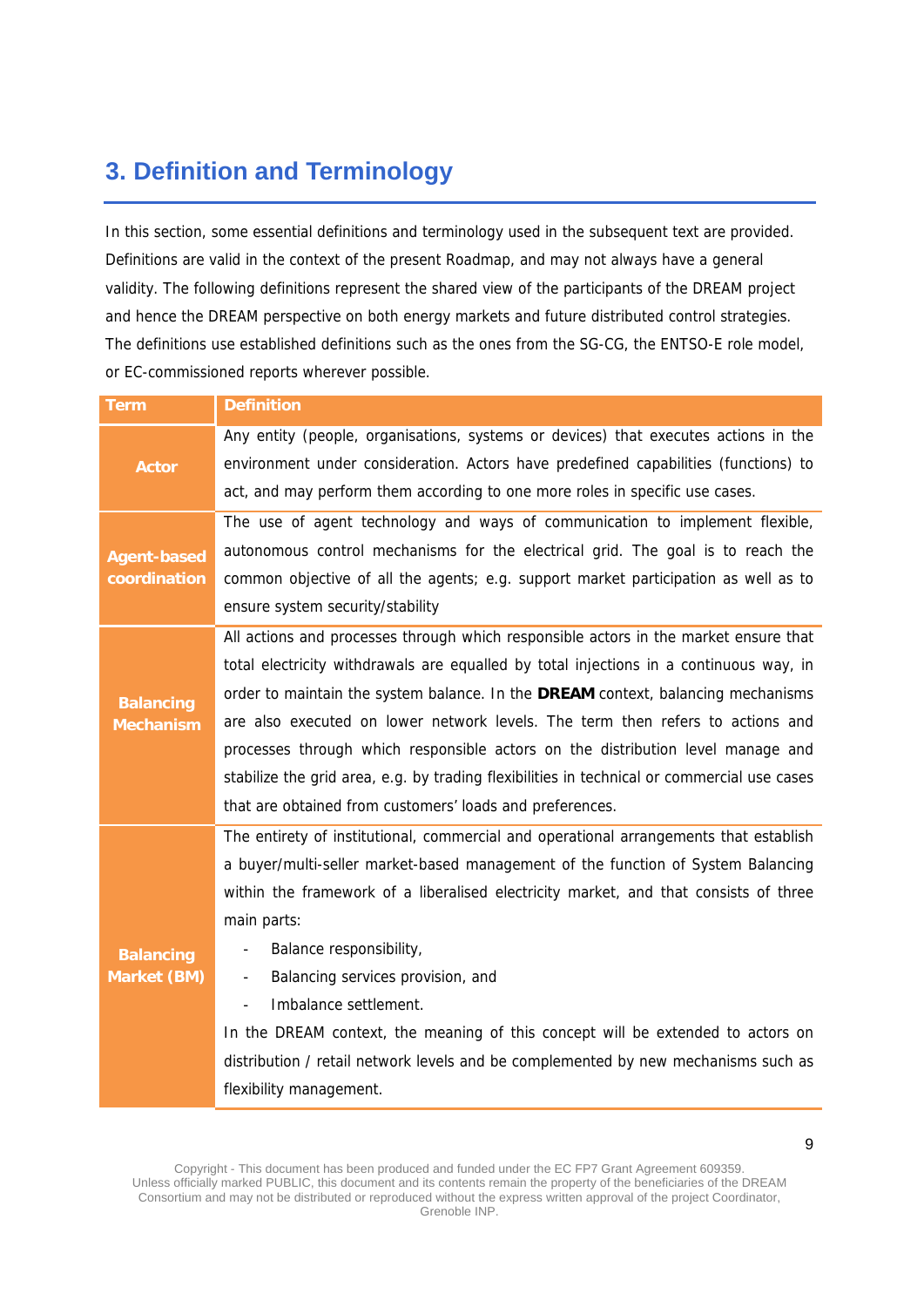# 3. Definition and Terminology

In this section, some essential definitions and terminology used in the subsequent text are provided. Definitions are valid in the context of the present Roadmap, and may not always have a general validity. The following definitions represent the shared view of the participants of the DREAM project and hence the DREAM perspective on both energy markets and future distributed control strategies. The definitions use established definitions such as the ones from the SG-CG, the ENTSO-E role model, or EC-commissioned reports wherever possible.

| Term | Definition |
|---|---|
| **Actor** | Any entity (people, organisations, systems or devices) that executes actions in the environment under consideration. Actors have predefined capabilities (functions) to act, and may perform them according to one more roles in specific use cases. |
| **Agent-based coordination** | The use of agent technology and ways of communication to implement flexible, autonomous control mechanisms for the electrical grid. The goal is to reach the common objective of all the agents; e.g. support market participation as well as to ensure system security/stability |
| **Balancing Mechanism** | All actions and processes through which responsible actors in the market ensure that total electricity withdrawals are equalled by total injections in a continuous way, in order to maintain the system balance. In the **DREAM** context, balancing mechanisms are also executed on lower network levels. The term then refers to actions and processes through which responsible actors on the distribution level manage and stabilize the grid area, e.g. by trading flexibilities in technical or commercial use cases that are obtained from customers' loads and preferences. |
| **Balancing Market (BM)** | The entirety of institutional, commercial and operational arrangements that establish a buyer/multi-seller market-based management of the function of System Balancing within the framework of a liberalised electricity market, and that consists of three main parts:<br>- Balance responsibility,<br>- Balancing services provision, and<br>- Imbalance settlement.<br>In the DREAM context, the meaning of this concept will be extended to actors on distribution / retail network levels and be complemented by new mechanisms such as flexibility management. |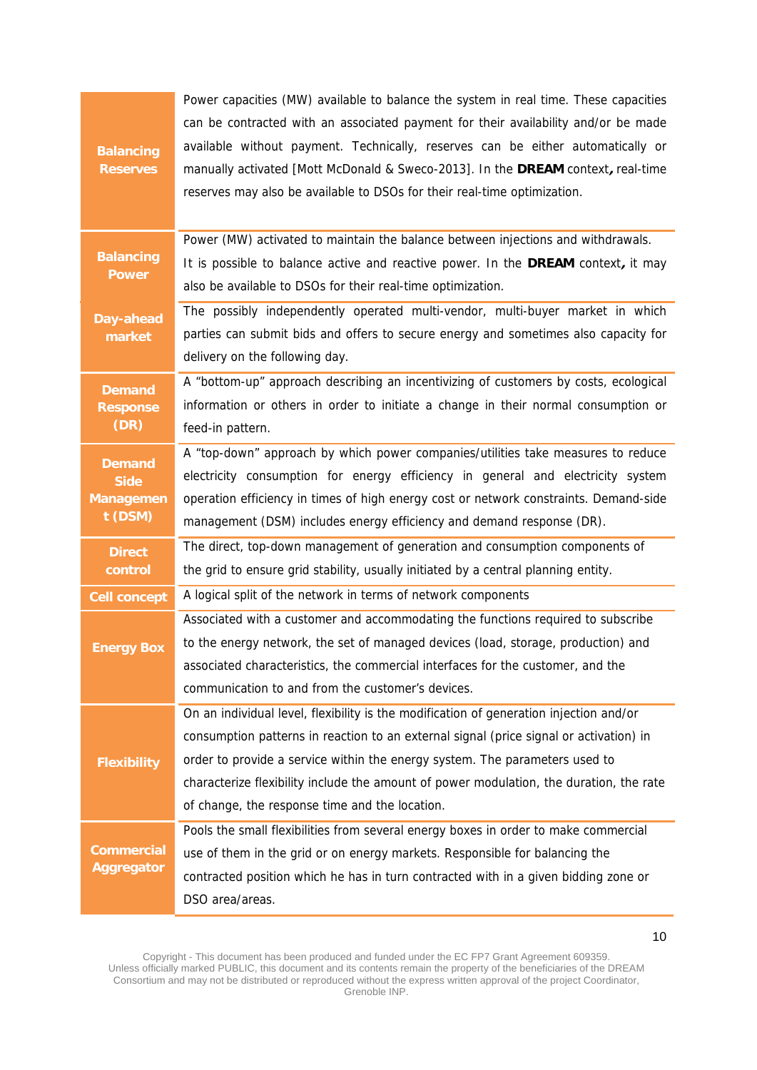| | |
|---|---|
| **Balancing Reserves** | Power capacities (MW) available to balance the system in real time. These capacities can be contracted with an associated payment for their availability and/or be made available without payment. Technically, reserves can be either automatically or manually activated [Mott McDonald & Sweco-2013]. In the **DREAM** context**,** real-time reserves may also be available to DSOs for their real-time optimization. |
| **Balancing Power** | Power (MW) activated to maintain the balance between injections and withdrawals. It is possible to balance active and reactive power. In the **DREAM** context**,** it may also be available to DSOs for their real-time optimization. |
| **Day-ahead market** | The possibly independently operated multi-vendor, multi-buyer market in which parties can submit bids and offers to secure energy and sometimes also capacity for delivery on the following day. |
| **Demand Response (DR)** | A "bottom-up" approach describing an incentivizing of customers by costs, ecological information or others in order to initiate a change in their normal consumption or feed-in pattern. |
| **Demand Side Management (DSM)** | A "top-down" approach by which power companies/utilities take measures to reduce electricity consumption for energy efficiency in general and electricity system operation efficiency in times of high energy cost or network constraints. Demand-side management (DSM) includes energy efficiency and demand response (DR). |
| **Direct control** | The direct, top-down management of generation and consumption components of the grid to ensure grid stability, usually initiated by a central planning entity. |
| **Cell concept** | A logical split of the network in terms of network components |
| **Energy Box** | Associated with a customer and accommodating the functions required to subscribe to the energy network, the set of managed devices (load, storage, production) and associated characteristics, the commercial interfaces for the customer, and the communication to and from the customer's devices. |
| **Flexibility** | On an individual level, flexibility is the modification of generation injection and/or consumption patterns in reaction to an external signal (price signal or activation) in order to provide a service within the energy system. The parameters used to characterize flexibility include the amount of power modulation, the duration, the rate of change, the response time and the location. |
| **Commercial Aggregator** | Pools the small flexibilities from several energy boxes in order to make commercial use of them in the grid or on energy markets. Responsible for balancing the contracted position which he has in turn contracted with in a given bidding zone or DSO area/areas. |

Copyright - This document has been produced and funded under the EC FP7 Grant Agreement 609359.
Unless officially marked PUBLIC, this document and its contents remain the property of the beneficiaries of the DREAM Consortium and may not be distributed or reproduced without the express written approval of the project Coordinator, Grenoble INP.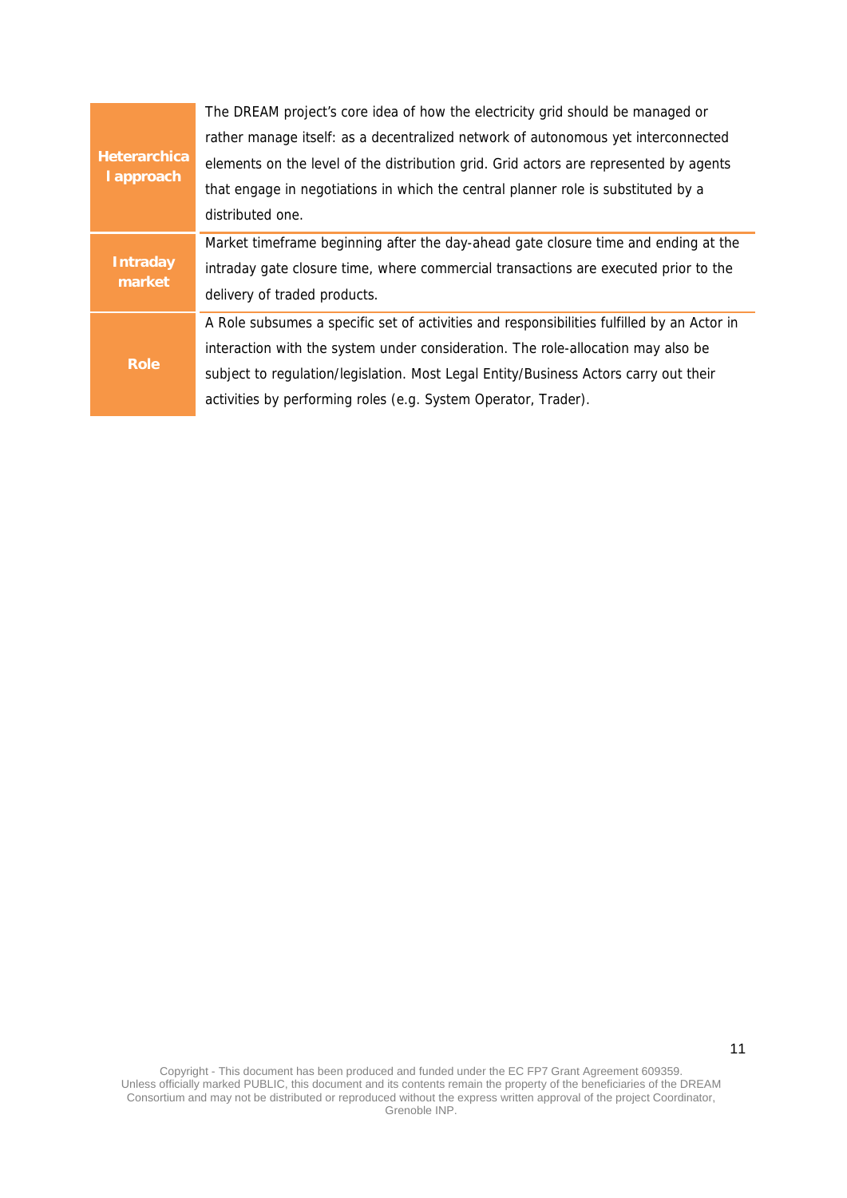| | |
|---|---|
| **Heterarchical approach** | The DREAM project's core idea of how the electricity grid should be managed or rather manage itself: as a decentralized network of autonomous yet interconnected elements on the level of the distribution grid. Grid actors are represented by agents that engage in negotiations in which the central planner role is substituted by a distributed one. |
| **Intraday market** | Market timeframe beginning after the day-ahead gate closure time and ending at the intraday gate closure time, where commercial transactions are executed prior to the delivery of traded products. |
| **Role** | A Role subsumes a specific set of activities and responsibilities fulfilled by an Actor in interaction with the system under consideration. The role-allocation may also be subject to regulation/legislation. Most Legal Entity/Business Actors carry out their activities by performing roles (e.g. System Operator, Trader). |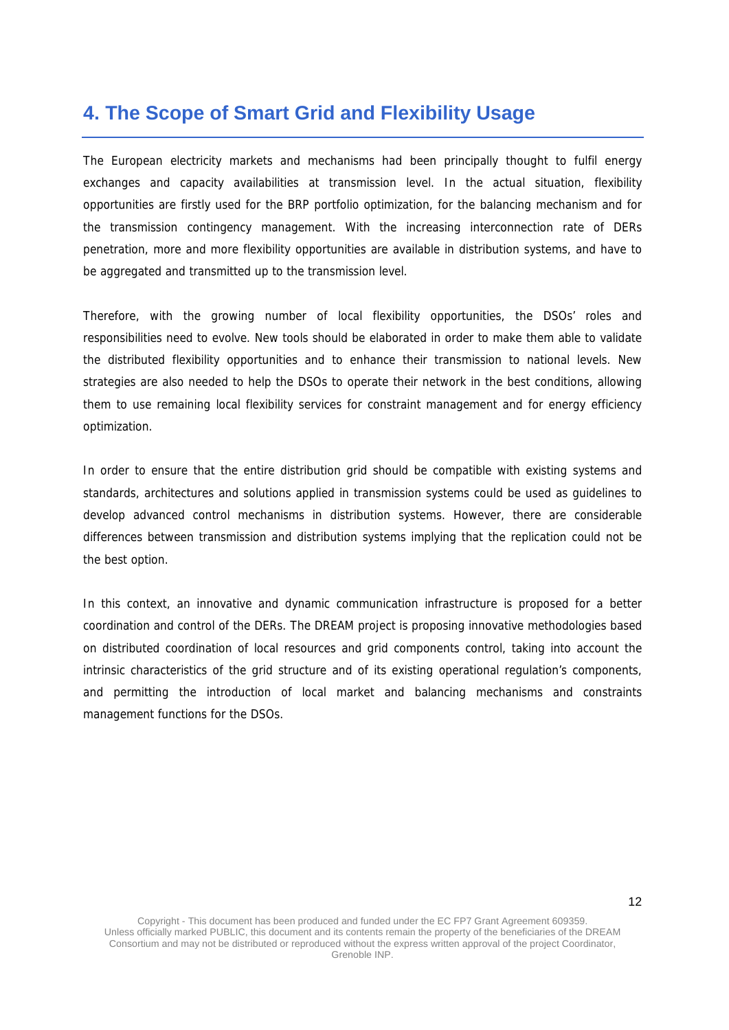# 4. The Scope of Smart Grid and Flexibility Usage

The European electricity markets and mechanisms had been principally thought to fulfil energy exchanges and capacity availabilities at transmission level. In the actual situation, flexibility opportunities are firstly used for the BRP portfolio optimization, for the balancing mechanism and for the transmission contingency management. With the increasing interconnection rate of DERs penetration, more and more flexibility opportunities are available in distribution systems, and have to be aggregated and transmitted up to the transmission level.

Therefore, with the growing number of local flexibility opportunities, the DSOs' roles and responsibilities need to evolve. New tools should be elaborated in order to make them able to validate the distributed flexibility opportunities and to enhance their transmission to national levels. New strategies are also needed to help the DSOs to operate their network in the best conditions, allowing them to use remaining local flexibility services for constraint management and for energy efficiency optimization.

In order to ensure that the entire distribution grid should be compatible with existing systems and standards, architectures and solutions applied in transmission systems could be used as guidelines to develop advanced control mechanisms in distribution systems. However, there are considerable differences between transmission and distribution systems implying that the replication could not be the best option.

In this context, an innovative and dynamic communication infrastructure is proposed for a better coordination and control of the DERs. The DREAM project is proposing innovative methodologies based on distributed coordination of local resources and grid components control, taking into account the intrinsic characteristics of the grid structure and of its existing operational regulation's components, and permitting the introduction of local market and balancing mechanisms and constraints management functions for the DSOs.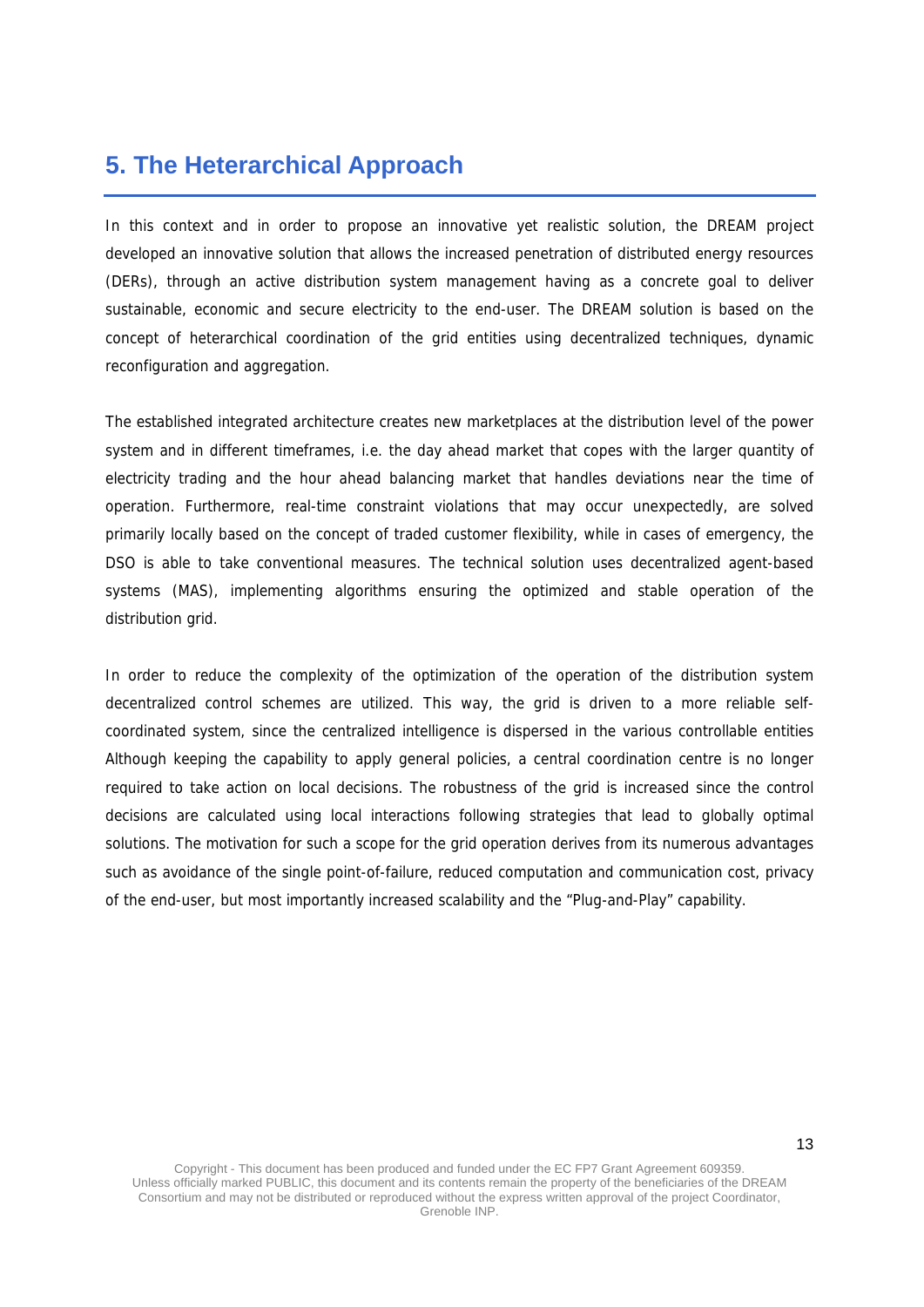# 5. The Heterarchical Approach

In this context and in order to propose an innovative yet realistic solution, the DREAM project developed an innovative solution that allows the increased penetration of distributed energy resources (DERs), through an active distribution system management having as a concrete goal to deliver sustainable, economic and secure electricity to the end-user. The DREAM solution is based on the concept of heterarchical coordination of the grid entities using decentralized techniques, dynamic reconfiguration and aggregation.

The established integrated architecture creates new marketplaces at the distribution level of the power system and in different timeframes, i.e. the day ahead market that copes with the larger quantity of electricity trading and the hour ahead balancing market that handles deviations near the time of operation. Furthermore, real-time constraint violations that may occur unexpectedly, are solved primarily locally based on the concept of traded customer flexibility, while in cases of emergency, the DSO is able to take conventional measures. The technical solution uses decentralized agent-based systems (MAS), implementing algorithms ensuring the optimized and stable operation of the distribution grid.

In order to reduce the complexity of the optimization of the operation of the distribution system decentralized control schemes are utilized. This way, the grid is driven to a more reliable self-coordinated system, since the centralized intelligence is dispersed in the various controllable entities Although keeping the capability to apply general policies, a central coordination centre is no longer required to take action on local decisions. The robustness of the grid is increased since the control decisions are calculated using local interactions following strategies that lead to globally optimal solutions. The motivation for such a scope for the grid operation derives from its numerous advantages such as avoidance of the single point-of-failure, reduced computation and communication cost, privacy of the end-user, but most importantly increased scalability and the "Plug-and-Play" capability.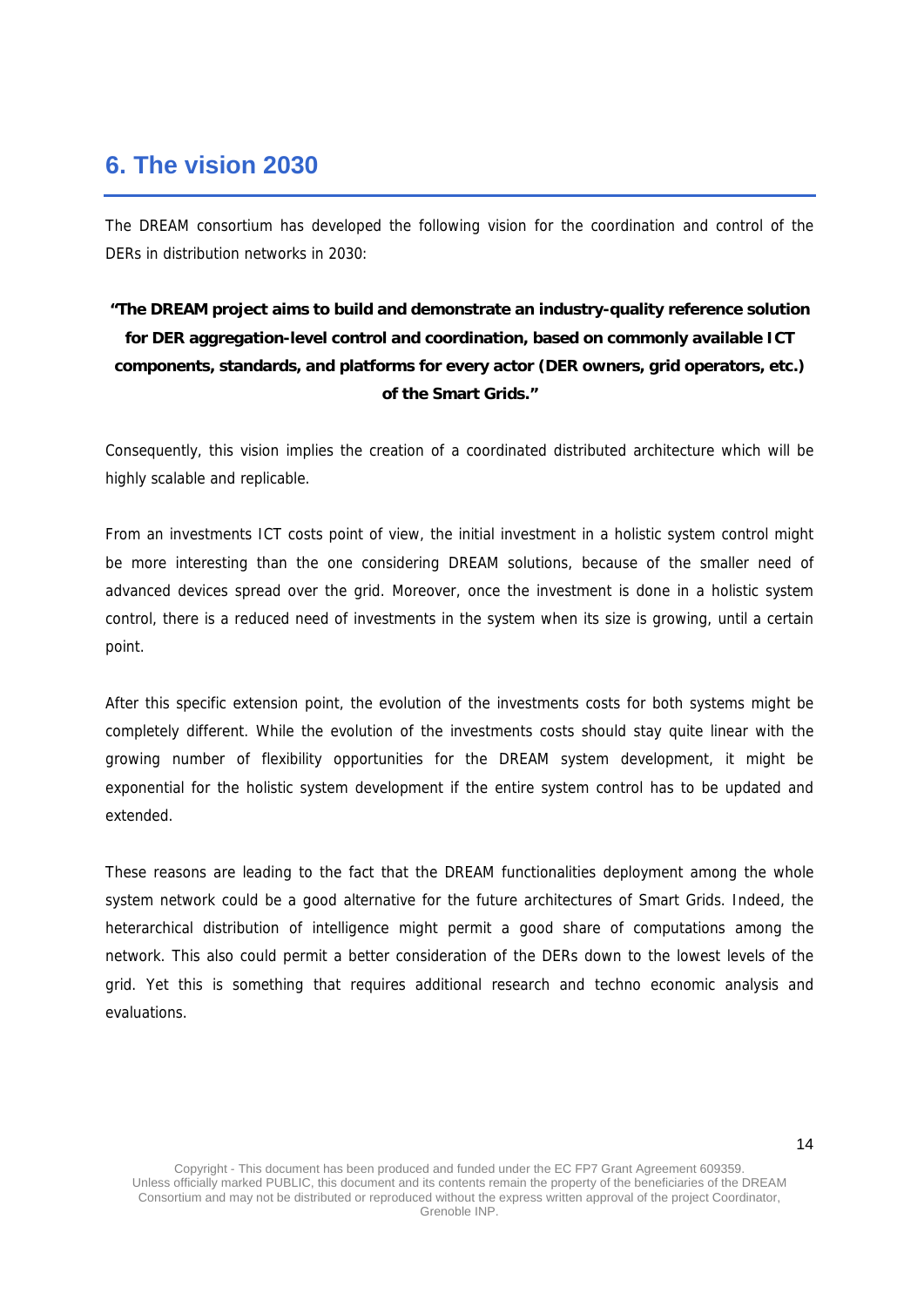# 6. The vision 2030

The DREAM consortium has developed the following vision for the coordination and control of the DERs in distribution networks in 2030:

**"The DREAM project aims to build and demonstrate an industry-quality reference solution for DER aggregation-level control and coordination, based on commonly available ICT components, standards, and platforms for every actor (DER owners, grid operators, etc.) of the Smart Grids."**

Consequently, this vision implies the creation of a coordinated distributed architecture which will be highly scalable and replicable.

From an investments ICT costs point of view, the initial investment in a holistic system control might be more interesting than the one considering DREAM solutions, because of the smaller need of advanced devices spread over the grid. Moreover, once the investment is done in a holistic system control, there is a reduced need of investments in the system when its size is growing, until a certain point.

After this specific extension point, the evolution of the investments costs for both systems might be completely different. While the evolution of the investments costs should stay quite linear with the growing number of flexibility opportunities for the DREAM system development, it might be exponential for the holistic system development if the entire system control has to be updated and extended.

These reasons are leading to the fact that the DREAM functionalities deployment among the whole system network could be a good alternative for the future architectures of Smart Grids. Indeed, the heterarchical distribution of intelligence might permit a good share of computations among the network. This also could permit a better consideration of the DERs down to the lowest levels of the grid. Yet this is something that requires additional research and techno economic analysis and evaluations.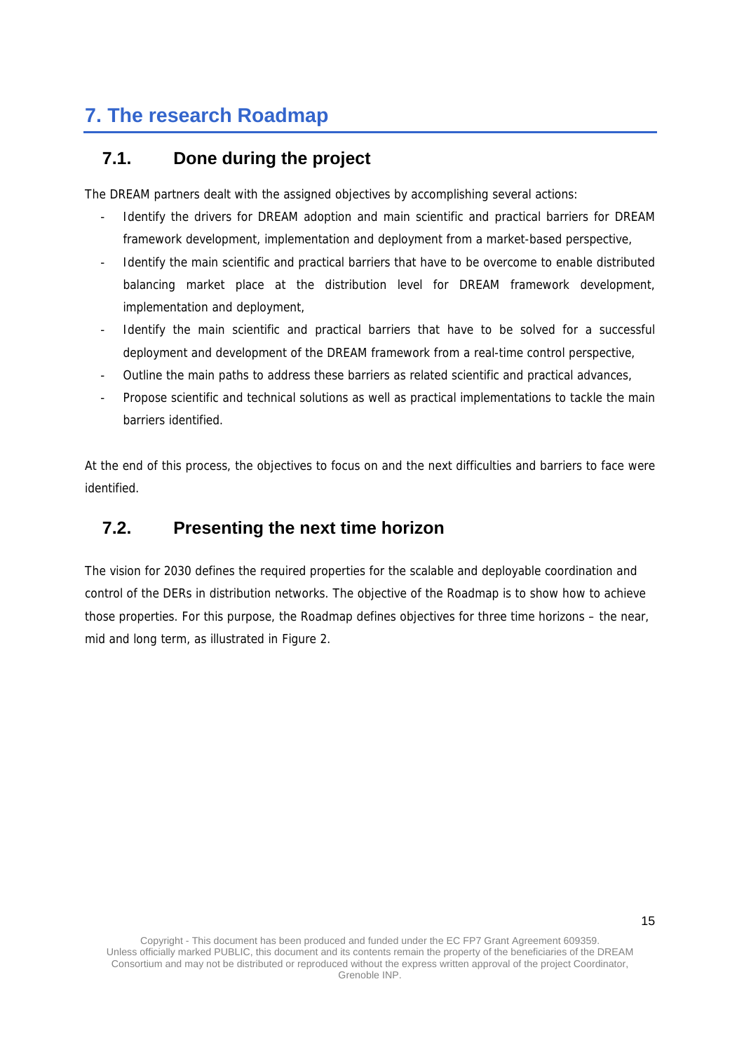# 7. The research Roadmap

## 7.1. Done during the project

The DREAM partners dealt with the assigned objectives by accomplishing several actions:

- Identify the drivers for DREAM adoption and main scientific and practical barriers for DREAM framework development, implementation and deployment from a market-based perspective,
- Identify the main scientific and practical barriers that have to be overcome to enable distributed balancing market place at the distribution level for DREAM framework development, implementation and deployment,
- Identify the main scientific and practical barriers that have to be solved for a successful deployment and development of the DREAM framework from a real-time control perspective,
- Outline the main paths to address these barriers as related scientific and practical advances,
- Propose scientific and technical solutions as well as practical implementations to tackle the main barriers identified.

At the end of this process, the objectives to focus on and the next difficulties and barriers to face were identified.

## 7.2. Presenting the next time horizon

The vision for 2030 defines the required properties for the scalable and deployable coordination and control of the DERs in distribution networks. The objective of the Roadmap is to show how to achieve those properties. For this purpose, the Roadmap defines objectives for three time horizons – the near, mid and long term, as illustrated in Figure 2.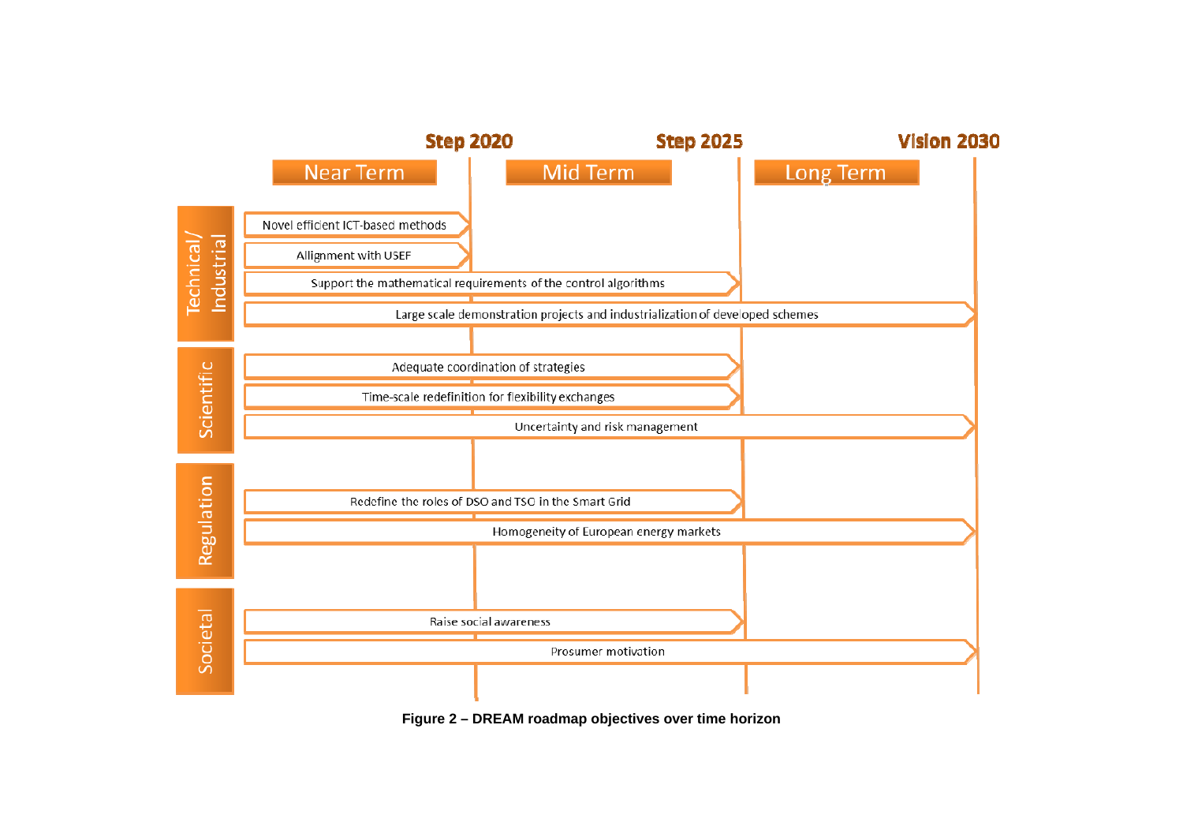| | Near Term | Mid Term | Long Term |
|---|---|---|---|
| | Step 2020 | Step 2025 | Vision 2030 |

**Technical/ Industrial**

- Novel efficient ICT-based methods (→ Step 2020)
- Allignment with USEF (→ Step 2020)
- Support the mathematical requirements of the control algorithms (→ Step 2025)
- Large scale demonstration projects and industrialization of developed schemes (→ Vision 2030)

**Scientific**

- Adequate coordination of strategies (→ Step 2025)
- Time-scale redefinition for flexibility exchanges (→ Step 2025)
- Uncertainty and risk management (→ Vision 2030)

**Regulation**

- Redefine the roles of DSO and TSO in the Smart Grid (→ Step 2025)
- Homogeneity of European energy markets (→ Vision 2030)

**Societal**

- Raise social awareness (→ Step 2025)
- Prosumer motivation (→ Vision 2030)

**Figure 2 – DREAM roadmap objectives over time horizon**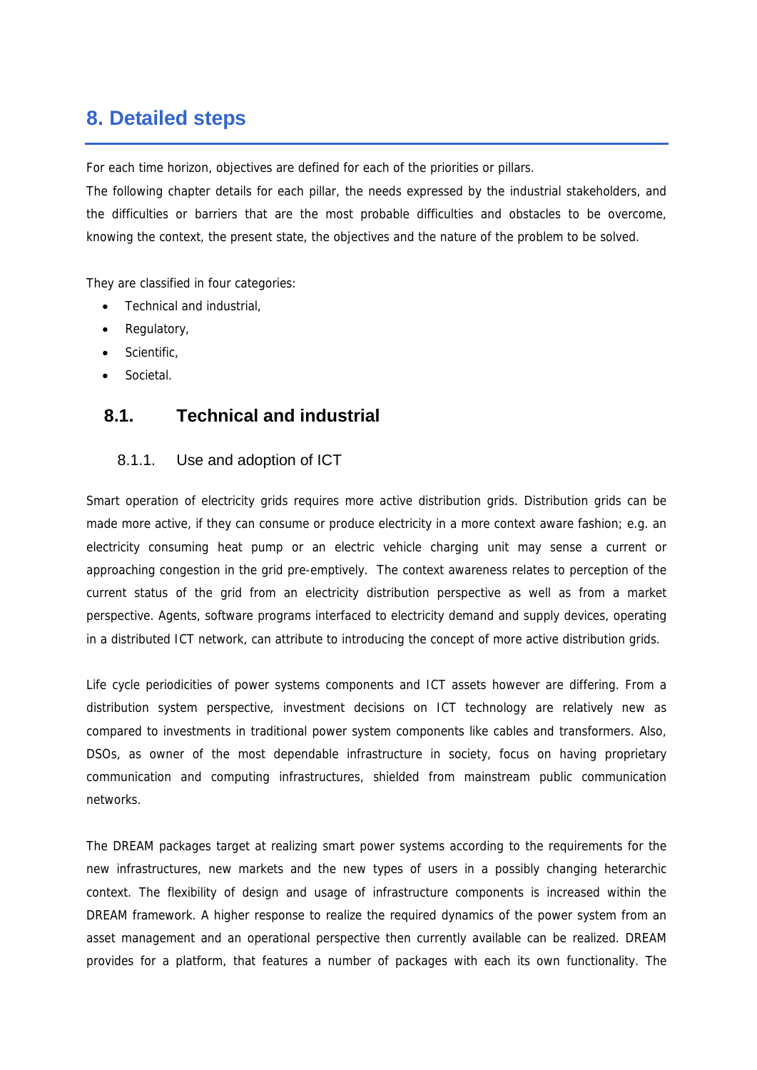# 8. Detailed steps

For each time horizon, objectives are defined for each of the priorities or pillars.

The following chapter details for each pillar, the needs expressed by the industrial stakeholders, and the difficulties or barriers that are the most probable difficulties and obstacles to be overcome, knowing the context, the present state, the objectives and the nature of the problem to be solved.

They are classified in four categories:

- Technical and industrial,
- Regulatory,
- Scientific,
- Societal.

## 8.1. Technical and industrial

### 8.1.1. Use and adoption of ICT

Smart operation of electricity grids requires more active distribution grids. Distribution grids can be made more active, if they can consume or produce electricity in a more context aware fashion; e.g. an electricity consuming heat pump or an electric vehicle charging unit may sense a current or approaching congestion in the grid pre-emptively. The context awareness relates to perception of the current status of the grid from an electricity distribution perspective as well as from a market perspective. Agents, software programs interfaced to electricity demand and supply devices, operating in a distributed ICT network, can attribute to introducing the concept of more active distribution grids.

Life cycle periodicities of power systems components and ICT assets however are differing. From a distribution system perspective, investment decisions on ICT technology are relatively new as compared to investments in traditional power system components like cables and transformers. Also, DSOs, as owner of the most dependable infrastructure in society, focus on having proprietary communication and computing infrastructures, shielded from mainstream public communication networks.

The DREAM packages target at realizing smart power systems according to the requirements for the new infrastructures, new markets and the new types of users in a possibly changing heterarchic context. The flexibility of design and usage of infrastructure components is increased within the DREAM framework. A higher response to realize the required dynamics of the power system from an asset management and an operational perspective then currently available can be realized. DREAM provides for a platform, that features a number of packages with each its own functionality. The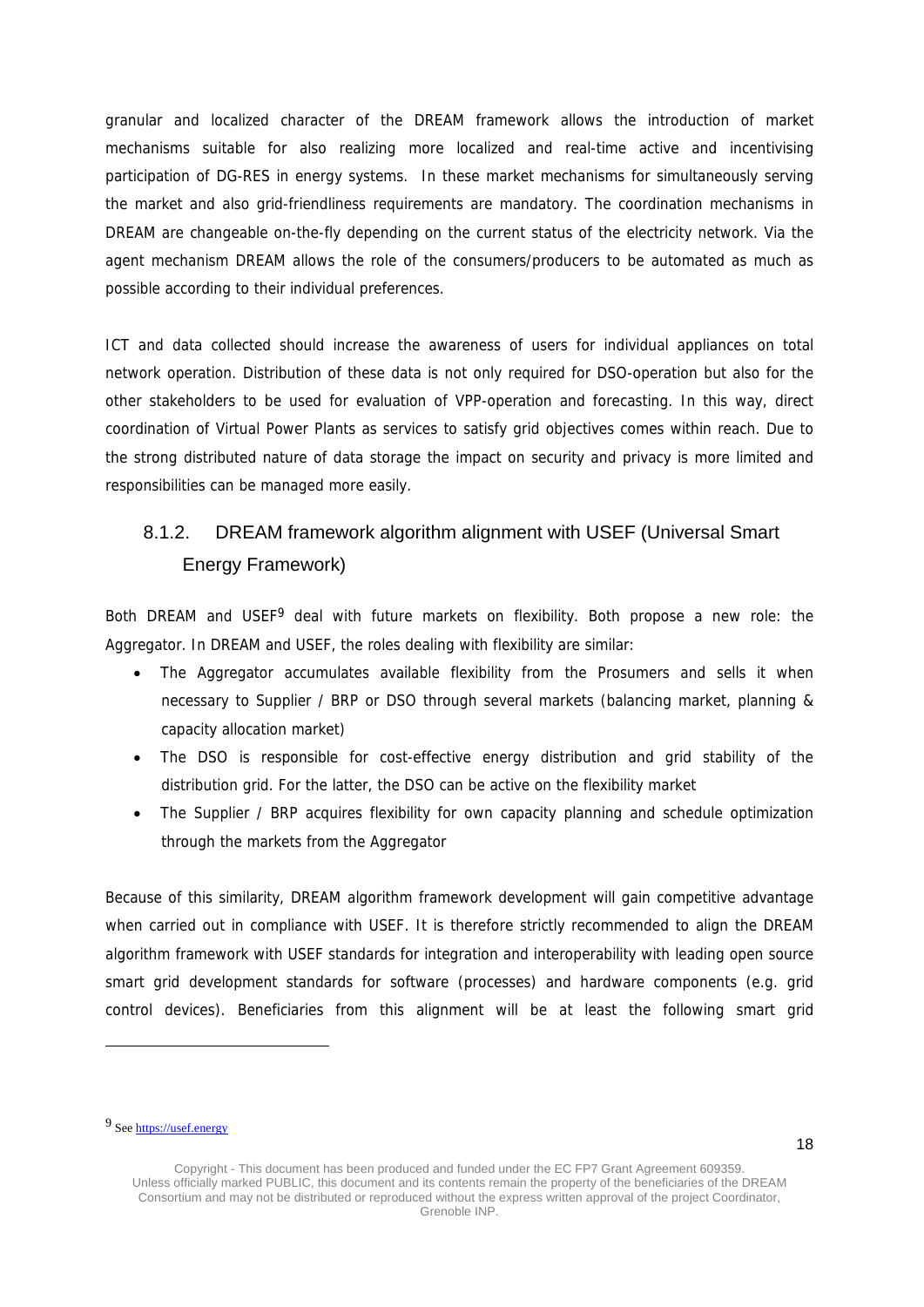granular and localized character of the DREAM framework allows the introduction of market mechanisms suitable for also realizing more localized and real-time active and incentivising participation of DG-RES in energy systems. In these market mechanisms for simultaneously serving the market and also grid-friendliness requirements are mandatory. The coordination mechanisms in DREAM are changeable on-the-fly depending on the current status of the electricity network. Via the agent mechanism DREAM allows the role of the consumers/producers to be automated as much as possible according to their individual preferences.

ICT and data collected should increase the awareness of users for individual appliances on total network operation. Distribution of these data is not only required for DSO-operation but also for the other stakeholders to be used for evaluation of VPP-operation and forecasting. In this way, direct coordination of Virtual Power Plants as services to satisfy grid objectives comes within reach. Due to the strong distributed nature of data storage the impact on security and privacy is more limited and responsibilities can be managed more easily.

### 8.1.2. DREAM framework algorithm alignment with USEF (Universal Smart Energy Framework)

Both DREAM and USEF[9] deal with future markets on flexibility. Both propose a new role: the Aggregator. In DREAM and USEF, the roles dealing with flexibility are similar:

- The Aggregator accumulates available flexibility from the Prosumers and sells it when necessary to Supplier / BRP or DSO through several markets (balancing market, planning & capacity allocation market)
- The DSO is responsible for cost-effective energy distribution and grid stability of the distribution grid. For the latter, the DSO can be active on the flexibility market
- The Supplier / BRP acquires flexibility for own capacity planning and schedule optimization through the markets from the Aggregator

Because of this similarity, DREAM algorithm framework development will gain competitive advantage when carried out in compliance with USEF. It is therefore strictly recommended to align the DREAM algorithm framework with USEF standards for integration and interoperability with leading open source smart grid development standards for software (processes) and hardware components (e.g. grid control devices). Beneficiaries from this alignment will be at least the following smart grid

[9] See https://usef.energy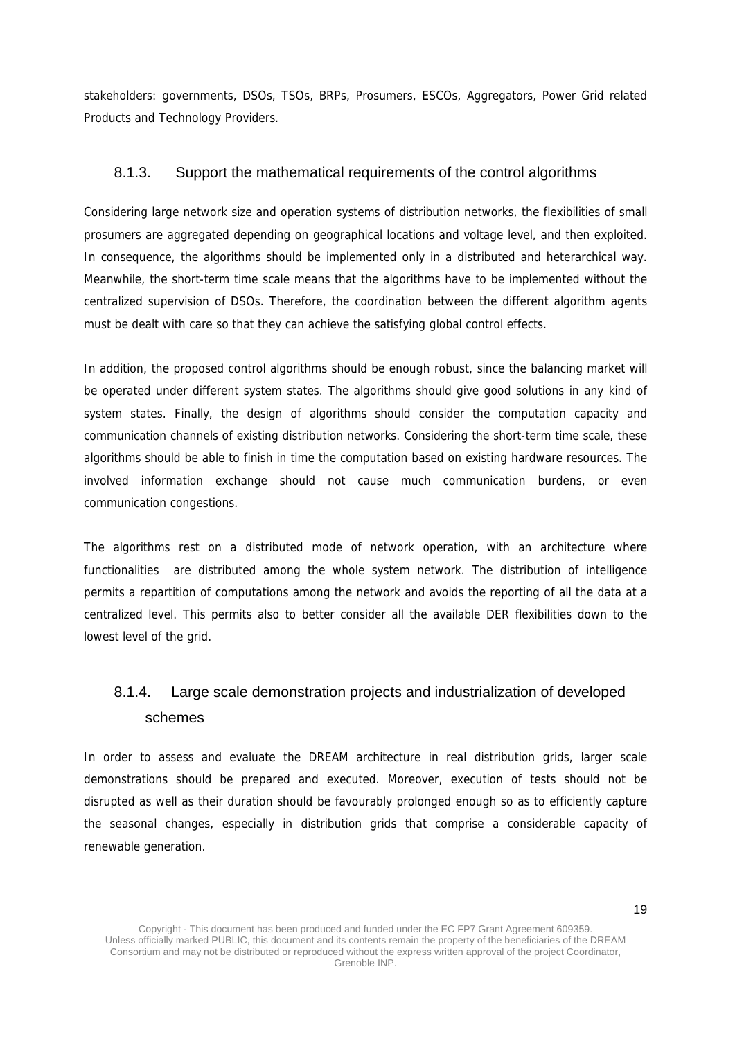stakeholders: governments, DSOs, TSOs, BRPs, Prosumers, ESCOs, Aggregators, Power Grid related Products and Technology Providers.

### 8.1.3. Support the mathematical requirements of the control algorithms

Considering large network size and operation systems of distribution networks, the flexibilities of small prosumers are aggregated depending on geographical locations and voltage level, and then exploited. In consequence, the algorithms should be implemented only in a distributed and heterarchical way. Meanwhile, the short-term time scale means that the algorithms have to be implemented without the centralized supervision of DSOs. Therefore, the coordination between the different algorithm agents must be dealt with care so that they can achieve the satisfying global control effects.

In addition, the proposed control algorithms should be enough robust, since the balancing market will be operated under different system states. The algorithms should give good solutions in any kind of system states. Finally, the design of algorithms should consider the computation capacity and communication channels of existing distribution networks. Considering the short-term time scale, these algorithms should be able to finish in time the computation based on existing hardware resources. The involved information exchange should not cause much communication burdens, or even communication congestions.

The algorithms rest on a distributed mode of network operation, with an architecture where functionalities are distributed among the whole system network. The distribution of intelligence permits a repartition of computations among the network and avoids the reporting of all the data at a centralized level. This permits also to better consider all the available DER flexibilities down to the lowest level of the grid.

### 8.1.4. Large scale demonstration projects and industrialization of developed schemes

In order to assess and evaluate the DREAM architecture in real distribution grids, larger scale demonstrations should be prepared and executed. Moreover, execution of tests should not be disrupted as well as their duration should be favourably prolonged enough so as to efficiently capture the seasonal changes, especially in distribution grids that comprise a considerable capacity of renewable generation.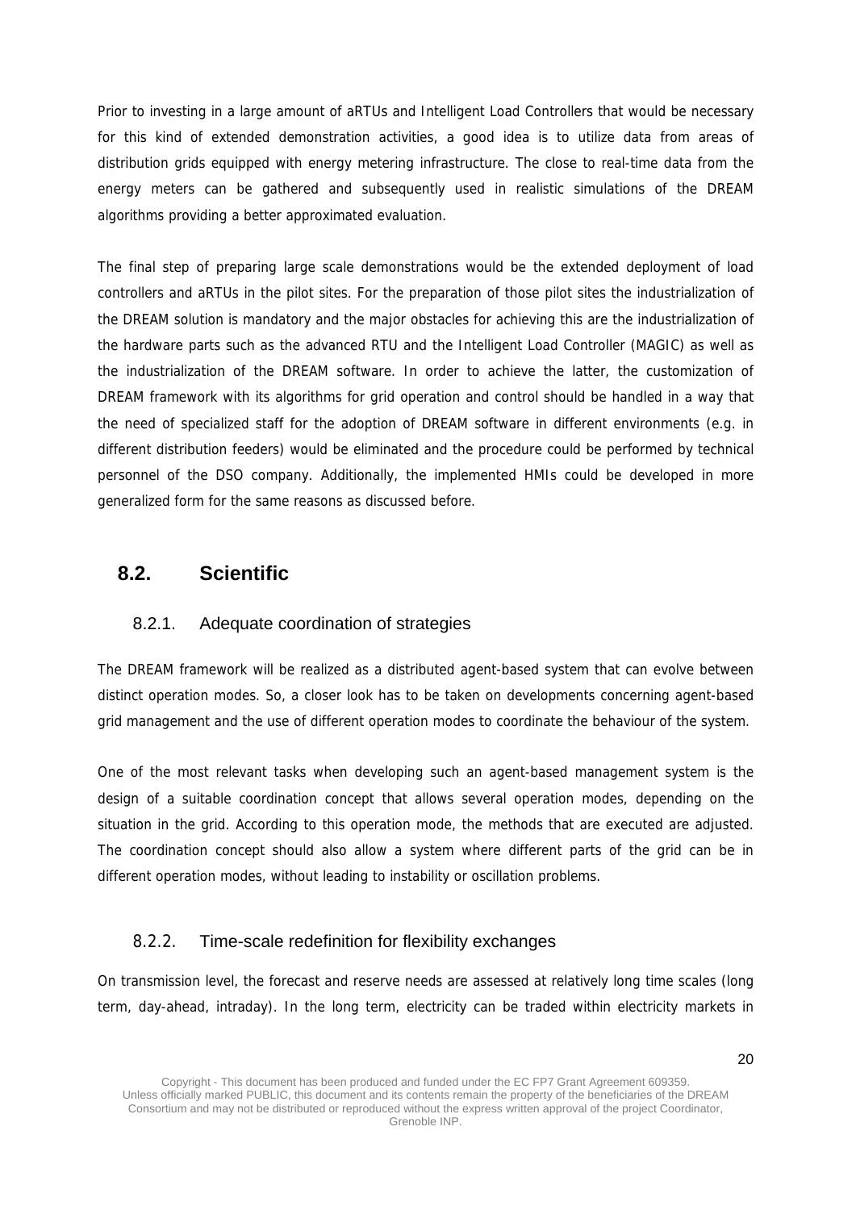Prior to investing in a large amount of aRTUs and Intelligent Load Controllers that would be necessary for this kind of extended demonstration activities, a good idea is to utilize data from areas of distribution grids equipped with energy metering infrastructure. The close to real-time data from the energy meters can be gathered and subsequently used in realistic simulations of the DREAM algorithms providing a better approximated evaluation.

The final step of preparing large scale demonstrations would be the extended deployment of load controllers and aRTUs in the pilot sites. For the preparation of those pilot sites the industrialization of the DREAM solution is mandatory and the major obstacles for achieving this are the industrialization of the hardware parts such as the advanced RTU and the Intelligent Load Controller (MAGIC) as well as the industrialization of the DREAM software. In order to achieve the latter, the customization of DREAM framework with its algorithms for grid operation and control should be handled in a way that the need of specialized staff for the adoption of DREAM software in different environments (e.g. in different distribution feeders) would be eliminated and the procedure could be performed by technical personnel of the DSO company. Additionally, the implemented HMIs could be developed in more generalized form for the same reasons as discussed before.

## 8.2. Scientific

### 8.2.1. Adequate coordination of strategies

The DREAM framework will be realized as a distributed agent-based system that can evolve between distinct operation modes. So, a closer look has to be taken on developments concerning agent-based grid management and the use of different operation modes to coordinate the behaviour of the system.

One of the most relevant tasks when developing such an agent-based management system is the design of a suitable coordination concept that allows several operation modes, depending on the situation in the grid. According to this operation mode, the methods that are executed are adjusted. The coordination concept should also allow a system where different parts of the grid can be in different operation modes, without leading to instability or oscillation problems.

### 8.2.2. Time-scale redefinition for flexibility exchanges

On transmission level, the forecast and reserve needs are assessed at relatively long time scales (long term, day-ahead, intraday). In the long term, electricity can be traded within electricity markets in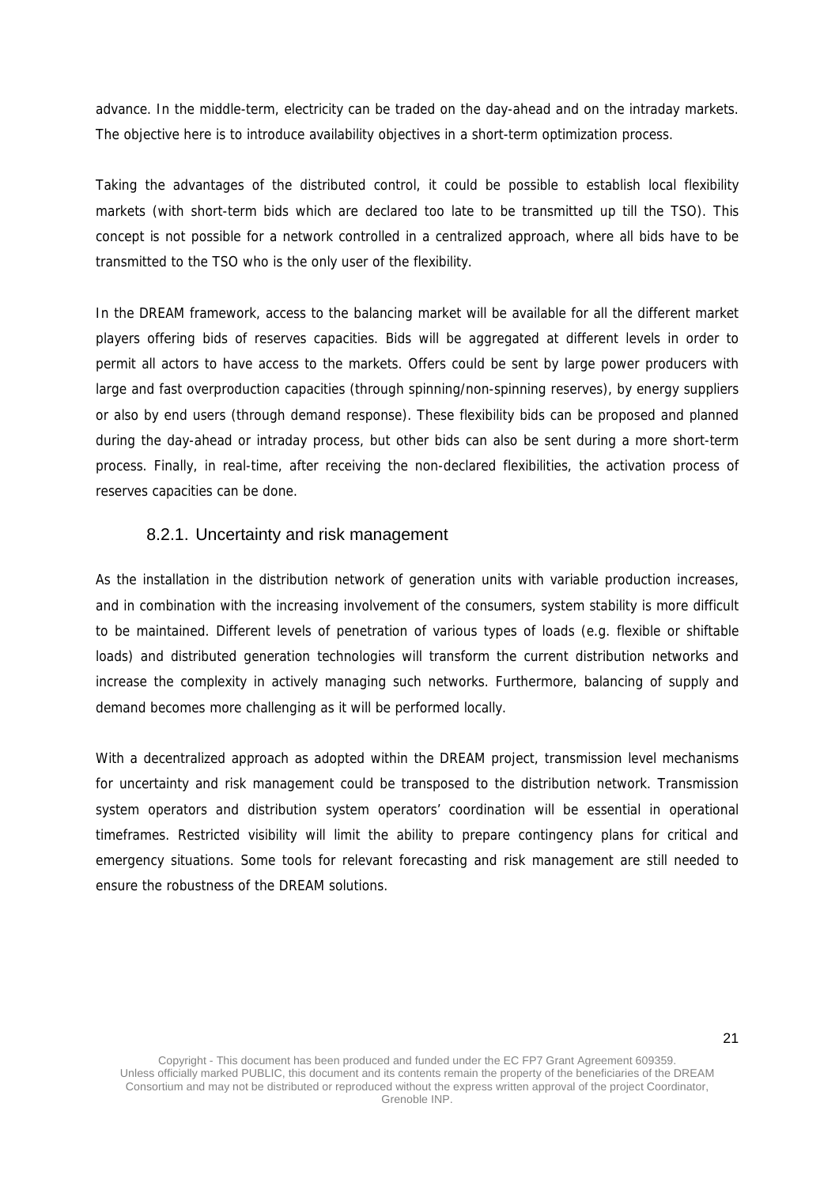advance. In the middle-term, electricity can be traded on the day-ahead and on the intraday markets. The objective here is to introduce availability objectives in a short-term optimization process.

Taking the advantages of the distributed control, it could be possible to establish local flexibility markets (with short-term bids which are declared too late to be transmitted up till the TSO). This concept is not possible for a network controlled in a centralized approach, where all bids have to be transmitted to the TSO who is the only user of the flexibility.

In the DREAM framework, access to the balancing market will be available for all the different market players offering bids of reserves capacities. Bids will be aggregated at different levels in order to permit all actors to have access to the markets. Offers could be sent by large power producers with large and fast overproduction capacities (through spinning/non-spinning reserves), by energy suppliers or also by end users (through demand response). These flexibility bids can be proposed and planned during the day-ahead or intraday process, but other bids can also be sent during a more short-term process. Finally, in real-time, after receiving the non-declared flexibilities, the activation process of reserves capacities can be done.

### 8.2.1. Uncertainty and risk management

As the installation in the distribution network of generation units with variable production increases, and in combination with the increasing involvement of the consumers, system stability is more difficult to be maintained. Different levels of penetration of various types of loads (e.g. flexible or shiftable loads) and distributed generation technologies will transform the current distribution networks and increase the complexity in actively managing such networks. Furthermore, balancing of supply and demand becomes more challenging as it will be performed locally.

With a decentralized approach as adopted within the DREAM project, transmission level mechanisms for uncertainty and risk management could be transposed to the distribution network. Transmission system operators and distribution system operators' coordination will be essential in operational timeframes. Restricted visibility will limit the ability to prepare contingency plans for critical and emergency situations. Some tools for relevant forecasting and risk management are still needed to ensure the robustness of the DREAM solutions.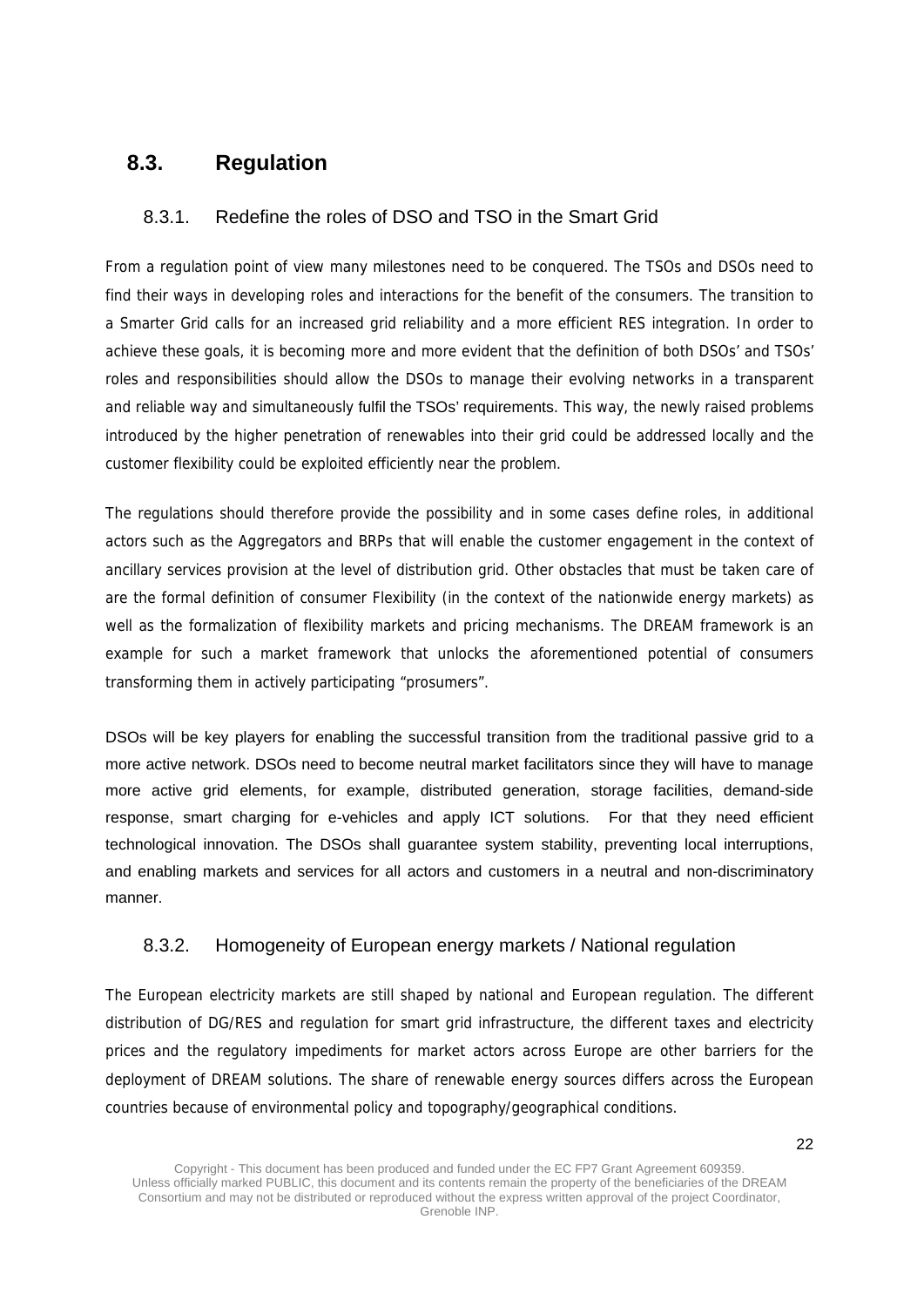## 8.3. Regulation

### 8.3.1. Redefine the roles of DSO and TSO in the Smart Grid

From a regulation point of view many milestones need to be conquered. The TSOs and DSOs need to find their ways in developing roles and interactions for the benefit of the consumers. The transition to a Smarter Grid calls for an increased grid reliability and a more efficient RES integration. In order to achieve these goals, it is becoming more and more evident that the definition of both DSOs' and TSOs' roles and responsibilities should allow the DSOs to manage their evolving networks in a transparent and reliable way and simultaneously fulfil the TSOs' requirements. This way, the newly raised problems introduced by the higher penetration of renewables into their grid could be addressed locally and the customer flexibility could be exploited efficiently near the problem.

The regulations should therefore provide the possibility and in some cases define roles, in additional actors such as the Aggregators and BRPs that will enable the customer engagement in the context of ancillary services provision at the level of distribution grid. Other obstacles that must be taken care of are the formal definition of consumer Flexibility (in the context of the nationwide energy markets) as well as the formalization of flexibility markets and pricing mechanisms. The DREAM framework is an example for such a market framework that unlocks the aforementioned potential of consumers transforming them in actively participating "prosumers".

DSOs will be key players for enabling the successful transition from the traditional passive grid to a more active network. DSOs need to become neutral market facilitators since they will have to manage more active grid elements, for example, distributed generation, storage facilities, demand-side response, smart charging for e-vehicles and apply ICT solutions. For that they need efficient technological innovation. The DSOs shall guarantee system stability, preventing local interruptions, and enabling markets and services for all actors and customers in a neutral and non-discriminatory manner.

### 8.3.2. Homogeneity of European energy markets / National regulation

The European electricity markets are still shaped by national and European regulation. The different distribution of DG/RES and regulation for smart grid infrastructure, the different taxes and electricity prices and the regulatory impediments for market actors across Europe are other barriers for the deployment of DREAM solutions. The share of renewable energy sources differs across the European countries because of environmental policy and topography/geographical conditions.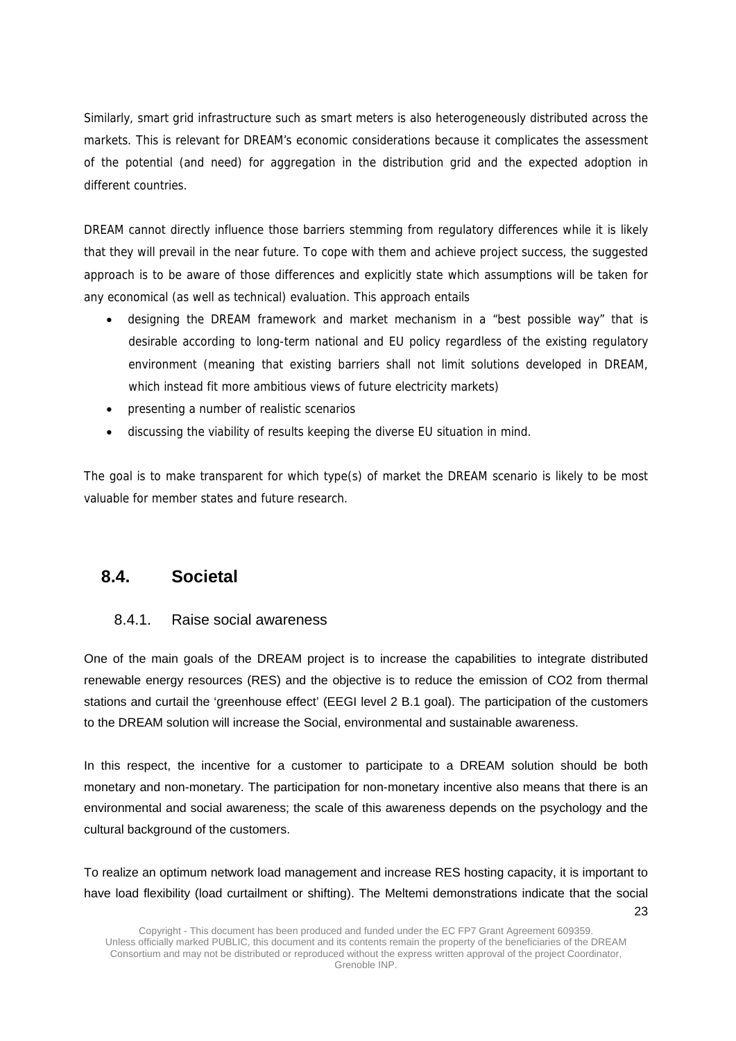Similarly, smart grid infrastructure such as smart meters is also heterogeneously distributed across the markets. This is relevant for DREAM's economic considerations because it complicates the assessment of the potential (and need) for aggregation in the distribution grid and the expected adoption in different countries.

DREAM cannot directly influence those barriers stemming from regulatory differences while it is likely that they will prevail in the near future. To cope with them and achieve project success, the suggested approach is to be aware of those differences and explicitly state which assumptions will be taken for any economical (as well as technical) evaluation. This approach entails

- designing the DREAM framework and market mechanism in a "best possible way" that is desirable according to long-term national and EU policy regardless of the existing regulatory environment (meaning that existing barriers shall not limit solutions developed in DREAM, which instead fit more ambitious views of future electricity markets)
- presenting a number of realistic scenarios
- discussing the viability of results keeping the diverse EU situation in mind.

The goal is to make transparent for which type(s) of market the DREAM scenario is likely to be most valuable for member states and future research.

## 8.4. Societal

### 8.4.1. Raise social awareness

One of the main goals of the DREAM project is to increase the capabilities to integrate distributed renewable energy resources (RES) and the objective is to reduce the emission of CO2 from thermal stations and curtail the 'greenhouse effect' (EEGI level 2 B.1 goal). The participation of the customers to the DREAM solution will increase the Social, environmental and sustainable awareness.

In this respect, the incentive for a customer to participate to a DREAM solution should be both monetary and non-monetary. The participation for non-monetary incentive also means that there is an environmental and social awareness; the scale of this awareness depends on the psychology and the cultural background of the customers.

To realize an optimum network load management and increase RES hosting capacity, it is important to have load flexibility (load curtailment or shifting). The Meltemi demonstrations indicate that the social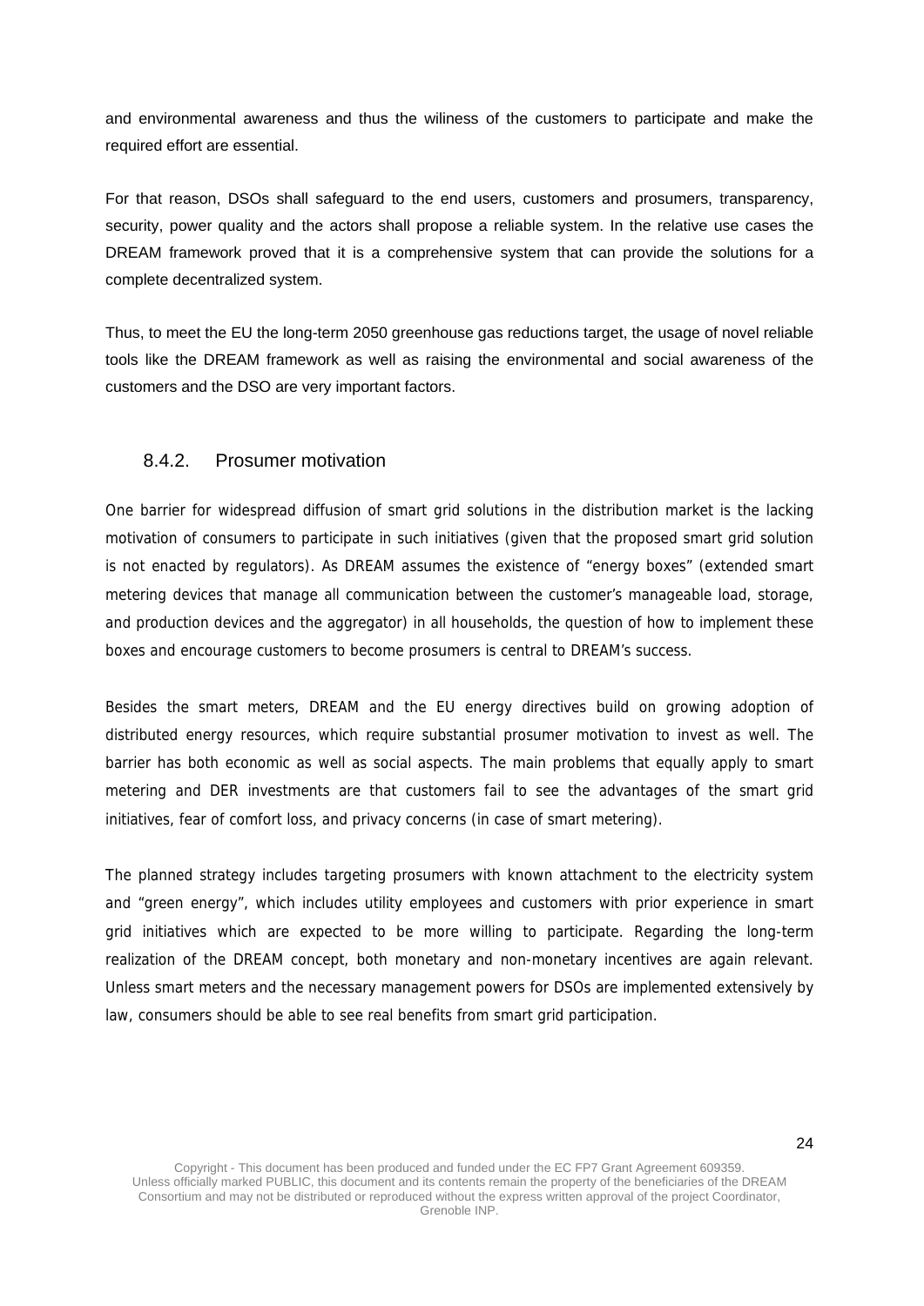and environmental awareness and thus the wiliness of the customers to participate and make the required effort are essential.

For that reason, DSOs shall safeguard to the end users, customers and prosumers, transparency, security, power quality and the actors shall propose a reliable system. In the relative use cases the DREAM framework proved that it is a comprehensive system that can provide the solutions for a complete decentralized system.

Thus, to meet the EU the long-term 2050 greenhouse gas reductions target, the usage of novel reliable tools like the DREAM framework as well as raising the environmental and social awareness of the customers and the DSO are very important factors.

### 8.4.2. Prosumer motivation

One barrier for widespread diffusion of smart grid solutions in the distribution market is the lacking motivation of consumers to participate in such initiatives (given that the proposed smart grid solution is not enacted by regulators). As DREAM assumes the existence of “energy boxes” (extended smart metering devices that manage all communication between the customer’s manageable load, storage, and production devices and the aggregator) in all households, the question of how to implement these boxes and encourage customers to become prosumers is central to DREAM’s success.

Besides the smart meters, DREAM and the EU energy directives build on growing adoption of distributed energy resources, which require substantial prosumer motivation to invest as well. The barrier has both economic as well as social aspects. The main problems that equally apply to smart metering and DER investments are that customers fail to see the advantages of the smart grid initiatives, fear of comfort loss, and privacy concerns (in case of smart metering).

The planned strategy includes targeting prosumers with known attachment to the electricity system and “green energy”, which includes utility employees and customers with prior experience in smart grid initiatives which are expected to be more willing to participate. Regarding the long-term realization of the DREAM concept, both monetary and non-monetary incentives are again relevant. Unless smart meters and the necessary management powers for DSOs are implemented extensively by law, consumers should be able to see real benefits from smart grid participation.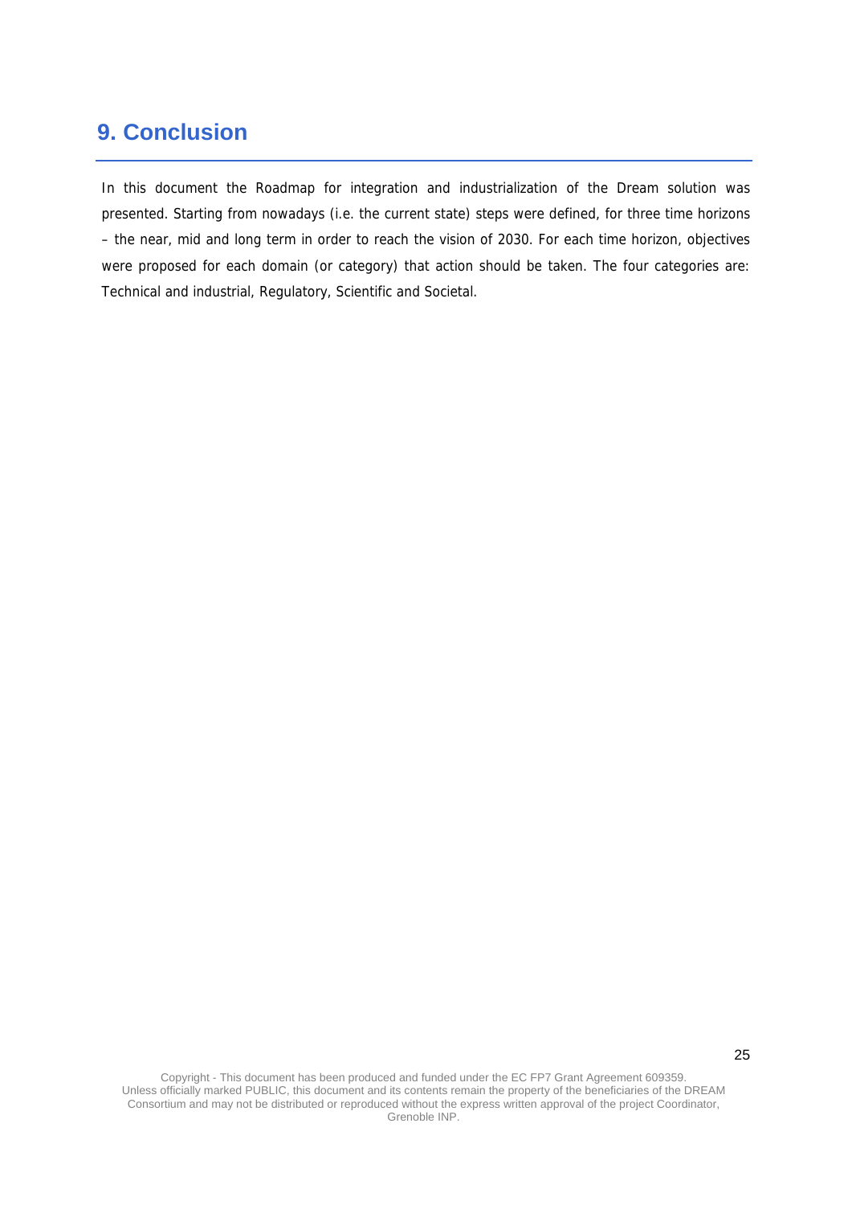# 9. Conclusion

In this document the Roadmap for integration and industrialization of the Dream solution was presented. Starting from nowadays (i.e. the current state) steps were defined, for three time horizons – the near, mid and long term in order to reach the vision of 2030. For each time horizon, objectives were proposed for each domain (or category) that action should be taken. The four categories are: Technical and industrial, Regulatory, Scientific and Societal.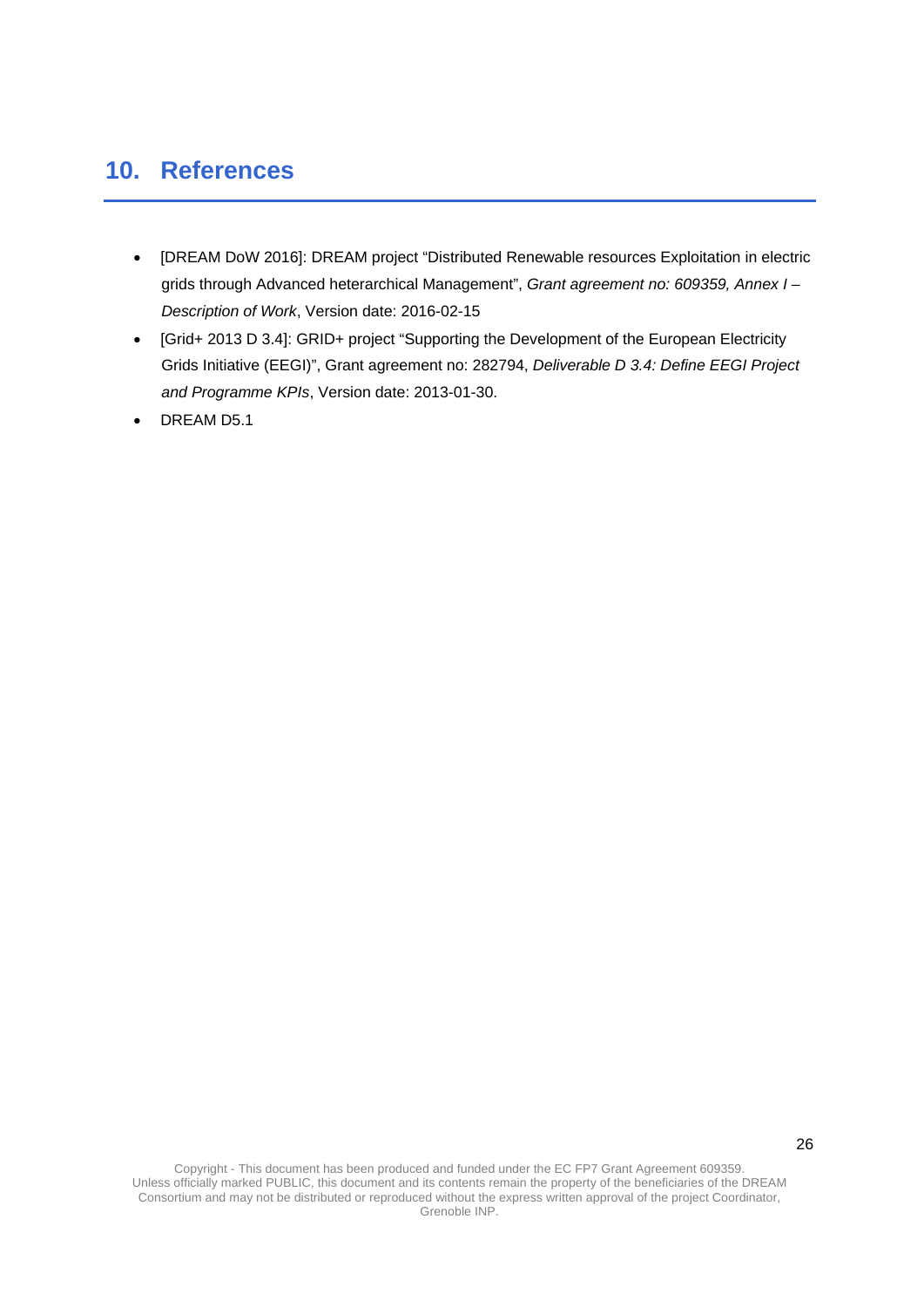# 10. References

- [DREAM DoW 2016]: DREAM project "Distributed Renewable resources Exploitation in electric grids through Advanced heterarchical Management", *Grant agreement no: 609359, Annex I – Description of Work*, Version date: 2016-02-15
- [Grid+ 2013 D 3.4]: GRID+ project "Supporting the Development of the European Electricity Grids Initiative (EEGI)", Grant agreement no: 282794, *Deliverable D 3.4: Define EEGI Project and Programme KPIs*, Version date: 2013-01-30.
- DREAM D5.1